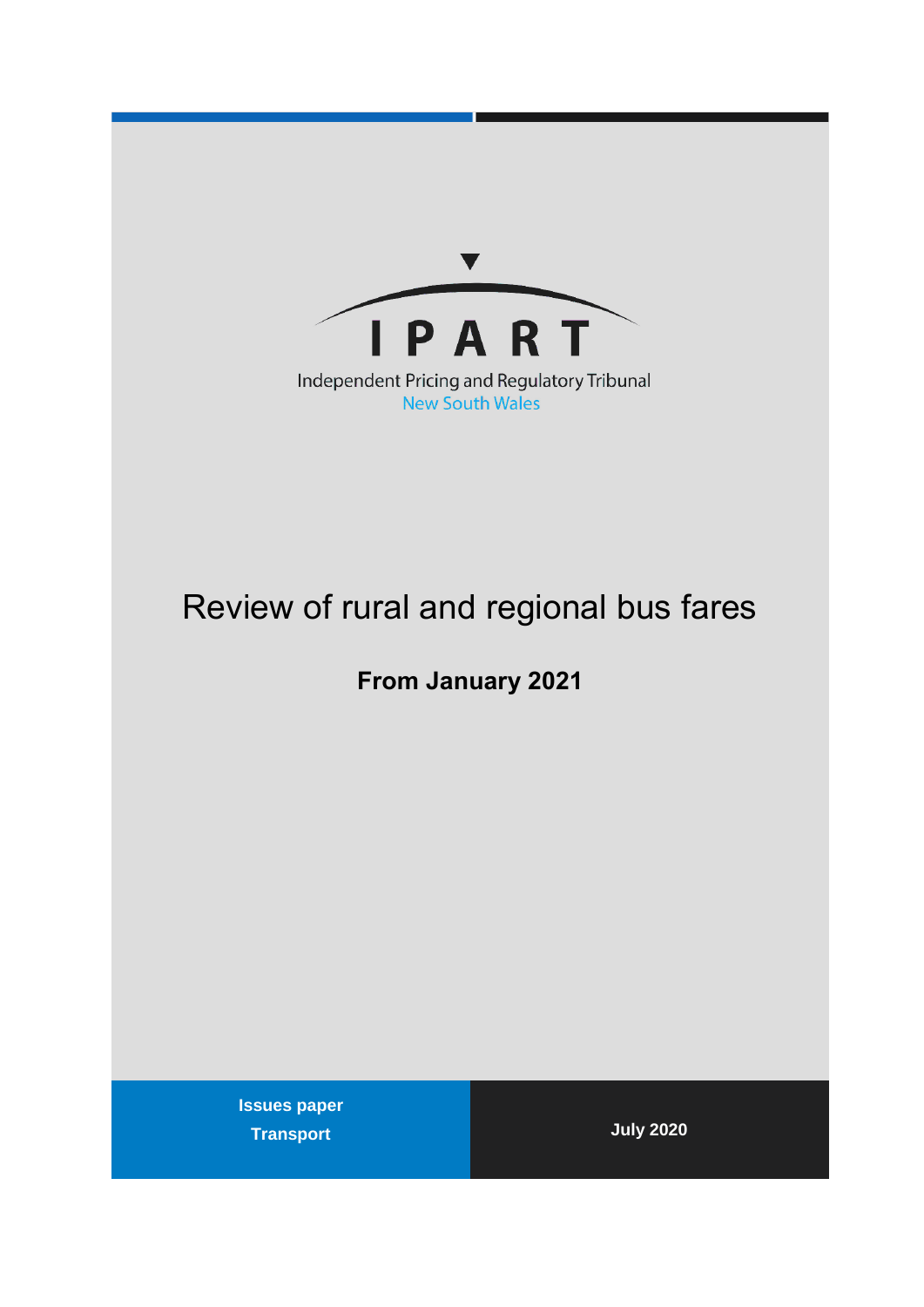IPART

Independent Pricing and Regulatory Tribunal

New South Wales

# Review of rural and regional bus fares

## From January 2021

**Issues paper**

**Transport**

**July 2020**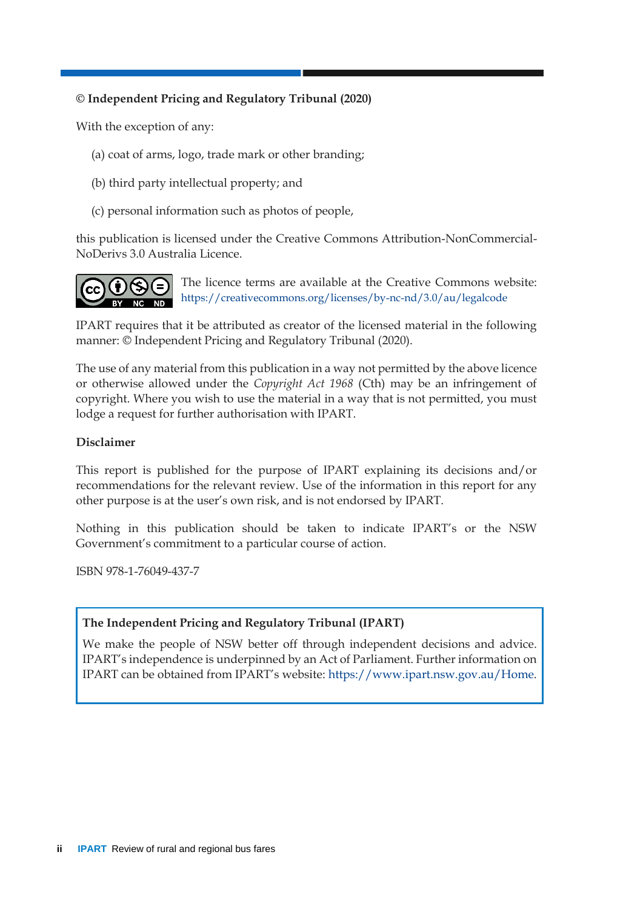**© Independent Pricing and Regulatory Tribunal (2020)**

With the exception of any:

(a) coat of arms, logo, trade mark or other branding;

(b) third party intellectual property; and

(c) personal information such as photos of people,

this publication is licensed under the Creative Commons Attribution-NonCommercial-NoDerivs 3.0 Australia Licence.

The licence terms are available at the Creative Commons website: https://creativecommons.org/licenses/by-nc-nd/3.0/au/legalcode

IPART requires that it be attributed as creator of the licensed material in the following manner: © Independent Pricing and Regulatory Tribunal (2020).

The use of any material from this publication in a way not permitted by the above licence or otherwise allowed under the *Copyright Act 1968* (Cth) may be an infringement of copyright. Where you wish to use the material in a way that is not permitted, you must lodge a request for further authorisation with IPART.

**Disclaimer**

This report is published for the purpose of IPART explaining its decisions and/or recommendations for the relevant review. Use of the information in this report for any other purpose is at the user's own risk, and is not endorsed by IPART.

Nothing in this publication should be taken to indicate IPART's or the NSW Government's commitment to a particular course of action.

ISBN 978-1-76049-437-7

**The Independent Pricing and Regulatory Tribunal (IPART)**

We make the people of NSW better off through independent decisions and advice. IPART's independence is underpinned by an Act of Parliament. Further information on IPART can be obtained from IPART's website: https://www.ipart.nsw.gov.au/Home.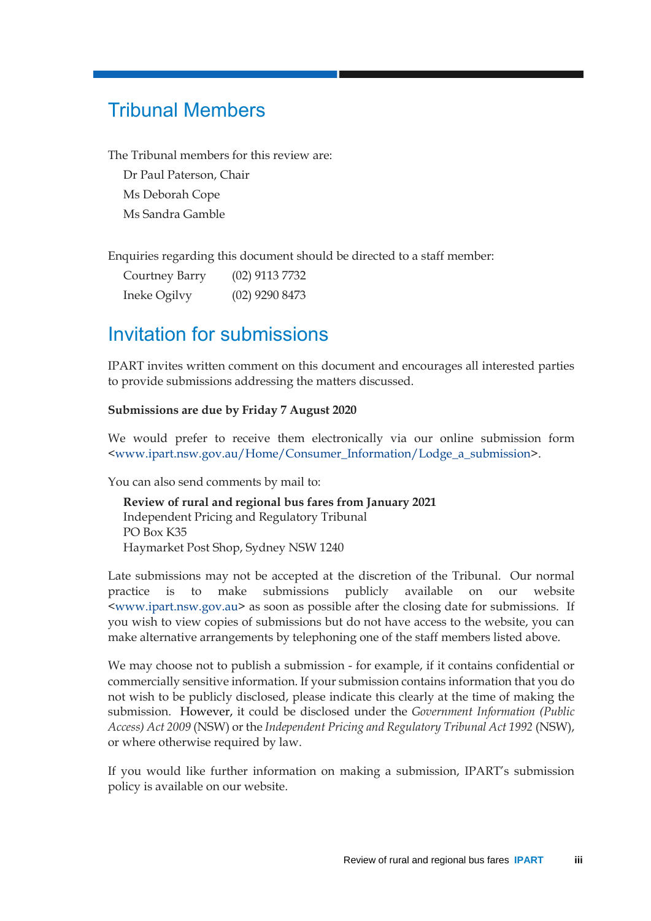## Tribunal Members

The Tribunal members for this review are:

Dr Paul Paterson, Chair
Ms Deborah Cope
Ms Sandra Gamble

Enquiries regarding this document should be directed to a staff member:

Courtney Barry (02) 9113 7732
Ineke Ogilvy (02) 9290 8473

## Invitation for submissions

IPART invites written comment on this document and encourages all interested parties to provide submissions addressing the matters discussed.

**Submissions are due by Friday 7 August 2020**

We would prefer to receive them electronically via our online submission form <www.ipart.nsw.gov.au/Home/Consumer_Information/Lodge_a_submission>.

You can also send comments by mail to:

**Review of rural and regional bus fares from January 2021**
Independent Pricing and Regulatory Tribunal
PO Box K35
Haymarket Post Shop, Sydney NSW 1240

Late submissions may not be accepted at the discretion of the Tribunal. Our normal practice is to make submissions publicly available on our website <www.ipart.nsw.gov.au> as soon as possible after the closing date for submissions. If you wish to view copies of submissions but do not have access to the website, you can make alternative arrangements by telephoning one of the staff members listed above.

We may choose not to publish a submission - for example, if it contains confidential or commercially sensitive information. If your submission contains information that you do not wish to be publicly disclosed, please indicate this clearly at the time of making the submission. However, it could be disclosed under the *Government Information (Public Access) Act 2009* (NSW) or the *Independent Pricing and Regulatory Tribunal Act 1992* (NSW), or where otherwise required by law.

If you would like further information on making a submission, IPART's submission policy is available on our website.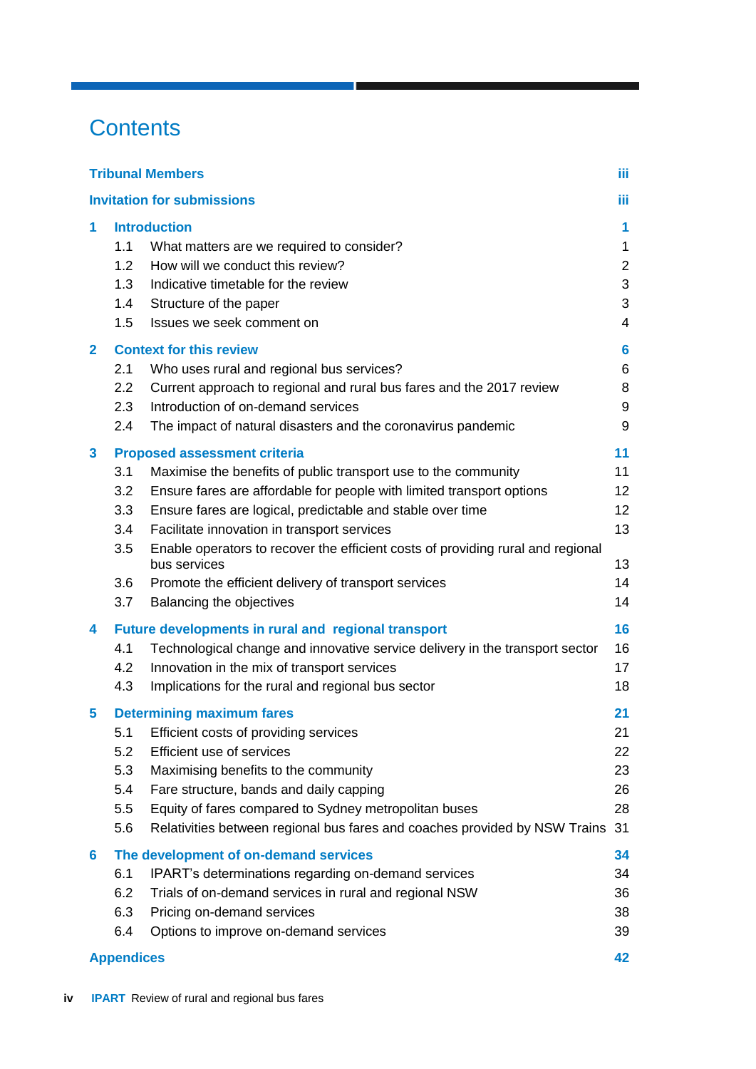# Contents

| | | |
|---|---|---|
| **Tribunal Members** | | **iii** |
| **Invitation for submissions** | | **iii** |
| **1** | **Introduction** | **1** |
| 1.1 | What matters are we required to consider? | 1 |
| 1.2 | How will we conduct this review? | 2 |
| 1.3 | Indicative timetable for the review | 3 |
| 1.4 | Structure of the paper | 3 |
| 1.5 | Issues we seek comment on | 4 |
| **2** | **Context for this review** | **6** |
| 2.1 | Who uses rural and regional bus services? | 6 |
| 2.2 | Current approach to regional and rural bus fares and the 2017 review | 8 |
| 2.3 | Introduction of on-demand services | 9 |
| 2.4 | The impact of natural disasters and the coronavirus pandemic | 9 |
| **3** | **Proposed assessment criteria** | **11** |
| 3.1 | Maximise the benefits of public transport use to the community | 11 |
| 3.2 | Ensure fares are affordable for people with limited transport options | 12 |
| 3.3 | Ensure fares are logical, predictable and stable over time | 12 |
| 3.4 | Facilitate innovation in transport services | 13 |
| 3.5 | Enable operators to recover the efficient costs of providing rural and regional bus services | 13 |
| 3.6 | Promote the efficient delivery of transport services | 14 |
| 3.7 | Balancing the objectives | 14 |
| **4** | **Future developments in rural and regional transport** | **16** |
| 4.1 | Technological change and innovative service delivery in the transport sector | 16 |
| 4.2 | Innovation in the mix of transport services | 17 |
| 4.3 | Implications for the rural and regional bus sector | 18 |
| **5** | **Determining maximum fares** | **21** |
| 5.1 | Efficient costs of providing services | 21 |
| 5.2 | Efficient use of services | 22 |
| 5.3 | Maximising benefits to the community | 23 |
| 5.4 | Fare structure, bands and daily capping | 26 |
| 5.5 | Equity of fares compared to Sydney metropolitan buses | 28 |
| 5.6 | Relativities between regional bus fares and coaches provided by NSW Trains | 31 |
| **6** | **The development of on-demand services** | **34** |
| 6.1 | IPART's determinations regarding on-demand services | 34 |
| 6.2 | Trials of on-demand services in rural and regional NSW | 36 |
| 6.3 | Pricing on-demand services | 38 |
| 6.4 | Options to improve on-demand services | 39 |
| **Appendices** | | **42** |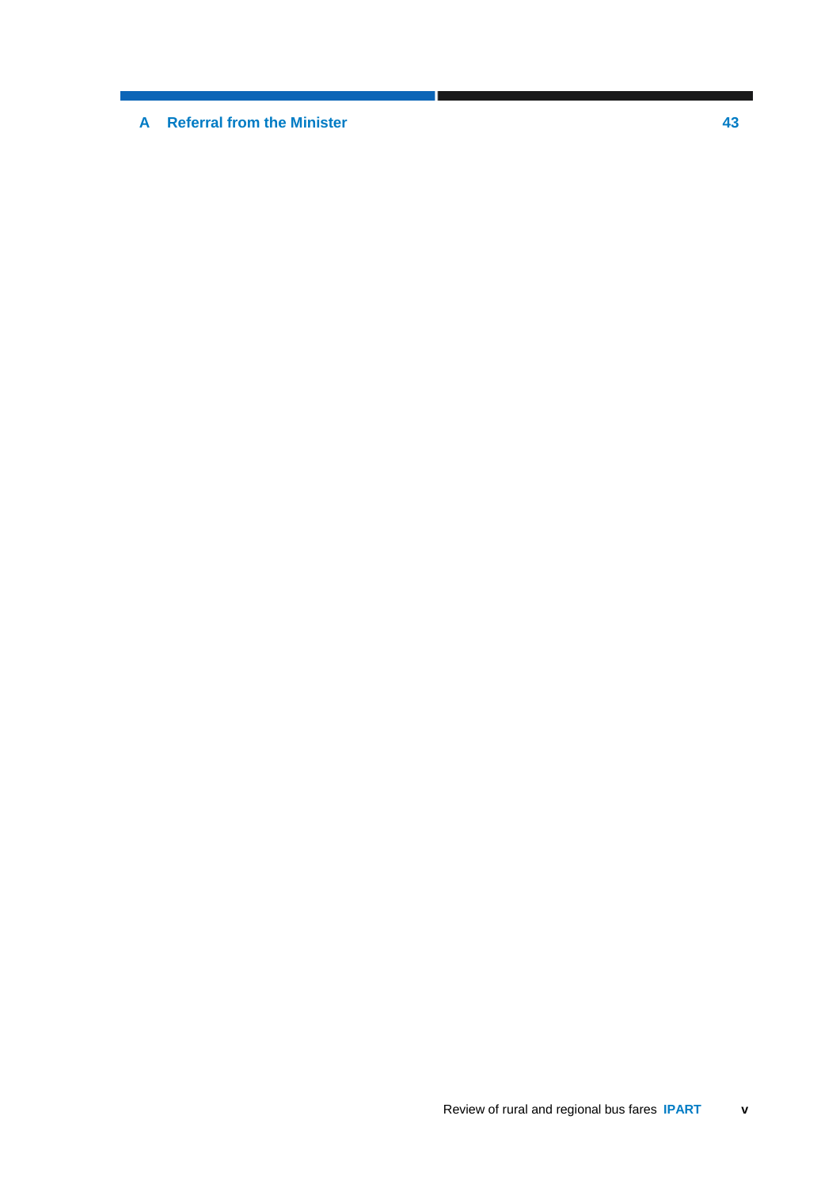| A | Referral from the Minister | 43 |
|---|---|---|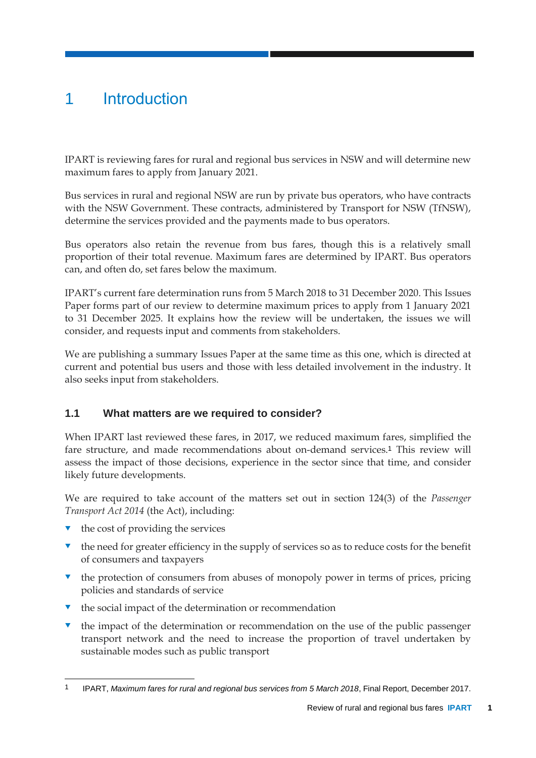# 1 Introduction

IPART is reviewing fares for rural and regional bus services in NSW and will determine new maximum fares to apply from January 2021.

Bus services in rural and regional NSW are run by private bus operators, who have contracts with the NSW Government. These contracts, administered by Transport for NSW (TfNSW), determine the services provided and the payments made to bus operators.

Bus operators also retain the revenue from bus fares, though this is a relatively small proportion of their total revenue. Maximum fares are determined by IPART. Bus operators can, and often do, set fares below the maximum.

IPART's current fare determination runs from 5 March 2018 to 31 December 2020. This Issues Paper forms part of our review to determine maximum prices to apply from 1 January 2021 to 31 December 2025. It explains how the review will be undertaken, the issues we will consider, and requests input and comments from stakeholders.

We are publishing a summary Issues Paper at the same time as this one, which is directed at current and potential bus users and those with less detailed involvement in the industry. It also seeks input from stakeholders.

## 1.1 What matters are we required to consider?

When IPART last reviewed these fares, in 2017, we reduced maximum fares, simplified the fare structure, and made recommendations about on-demand services.[1] This review will assess the impact of those decisions, experience in the sector since that time, and consider likely future developments.

We are required to take account of the matters set out in section 124(3) of the *Passenger Transport Act 2014* (the Act), including:

- the cost of providing the services
- the need for greater efficiency in the supply of services so as to reduce costs for the benefit of consumers and taxpayers
- the protection of consumers from abuses of monopoly power in terms of prices, pricing policies and standards of service
- the social impact of the determination or recommendation
- the impact of the determination or recommendation on the use of the public passenger transport network and the need to increase the proportion of travel undertaken by sustainable modes such as public transport

---

[1] IPART, *Maximum fares for rural and regional bus services from 5 March 2018*, Final Report, December 2017.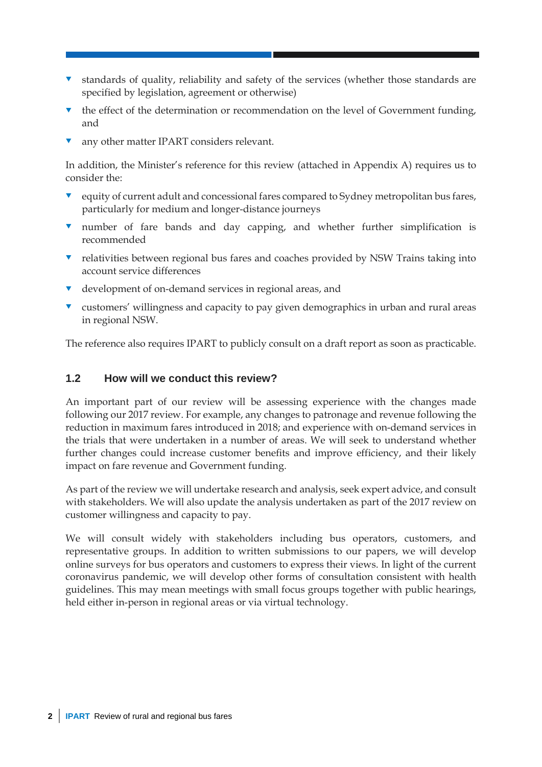- standards of quality, reliability and safety of the services (whether those standards are specified by legislation, agreement or otherwise)
- the effect of the determination or recommendation on the level of Government funding, and
- any other matter IPART considers relevant.

In addition, the Minister's reference for this review (attached in Appendix A) requires us to consider the:

- equity of current adult and concessional fares compared to Sydney metropolitan bus fares, particularly for medium and longer-distance journeys
- number of fare bands and day capping, and whether further simplification is recommended
- relativities between regional bus fares and coaches provided by NSW Trains taking into account service differences
- development of on-demand services in regional areas, and
- customers' willingness and capacity to pay given demographics in urban and rural areas in regional NSW.

The reference also requires IPART to publicly consult on a draft report as soon as practicable.

## 1.2 How will we conduct this review?

An important part of our review will be assessing experience with the changes made following our 2017 review. For example, any changes to patronage and revenue following the reduction in maximum fares introduced in 2018; and experience with on-demand services in the trials that were undertaken in a number of areas. We will seek to understand whether further changes could increase customer benefits and improve efficiency, and their likely impact on fare revenue and Government funding.

As part of the review we will undertake research and analysis, seek expert advice, and consult with stakeholders. We will also update the analysis undertaken as part of the 2017 review on customer willingness and capacity to pay.

We will consult widely with stakeholders including bus operators, customers, and representative groups. In addition to written submissions to our papers, we will develop online surveys for bus operators and customers to express their views. In light of the current coronavirus pandemic, we will develop other forms of consultation consistent with health guidelines. This may mean meetings with small focus groups together with public hearings, held either in-person in regional areas or via virtual technology.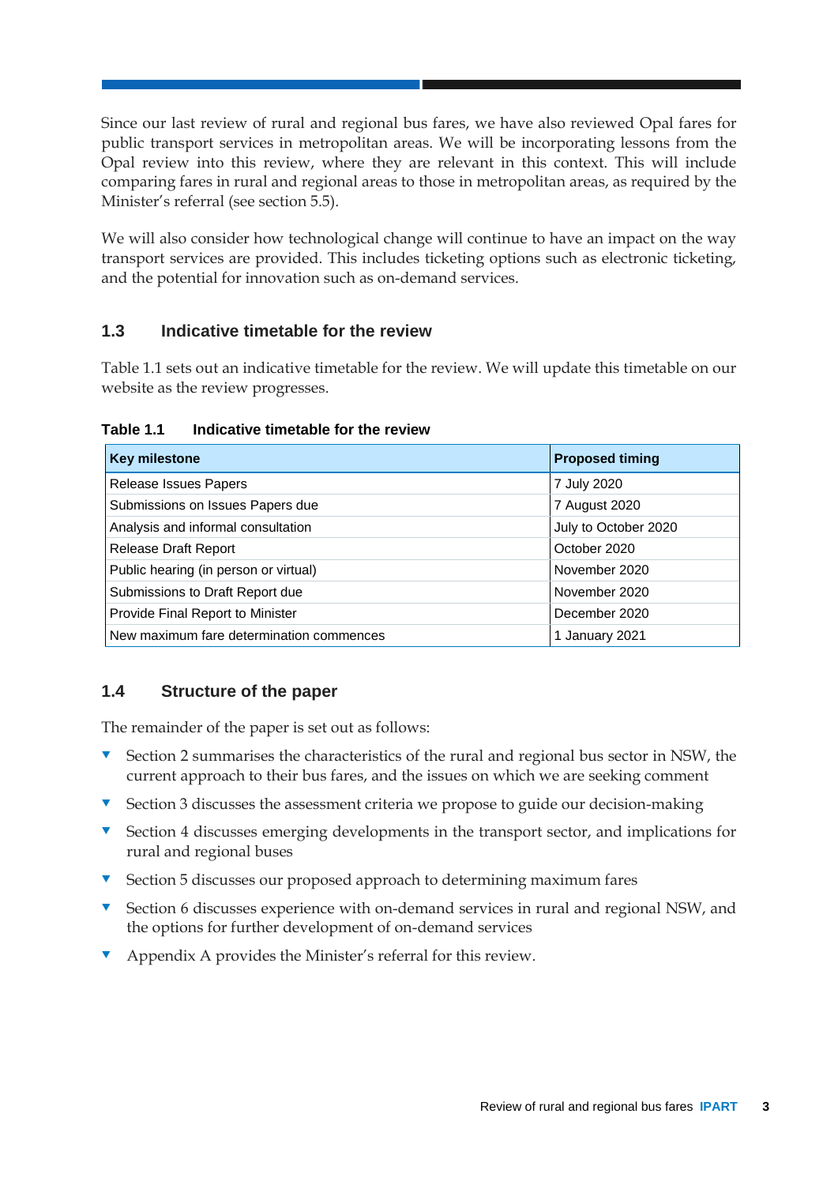Since our last review of rural and regional bus fares, we have also reviewed Opal fares for public transport services in metropolitan areas. We will be incorporating lessons from the Opal review into this review, where they are relevant in this context. This will include comparing fares in rural and regional areas to those in metropolitan areas, as required by the Minister's referral (see section 5.5).

We will also consider how technological change will continue to have an impact on the way transport services are provided. This includes ticketing options such as electronic ticketing, and the potential for innovation such as on-demand services.

## 1.3 Indicative timetable for the review

Table 1.1 sets out an indicative timetable for the review. We will update this timetable on our website as the review progresses.

**Table 1.1 Indicative timetable for the review**

| Key milestone | Proposed timing |
|---|---|
| Release Issues Papers | 7 July 2020 |
| Submissions on Issues Papers due | 7 August 2020 |
| Analysis and informal consultation | July to October 2020 |
| Release Draft Report | October 2020 |
| Public hearing (in person or virtual) | November 2020 |
| Submissions to Draft Report due | November 2020 |
| Provide Final Report to Minister | December 2020 |
| New maximum fare determination commences | 1 January 2021 |

## 1.4 Structure of the paper

The remainder of the paper is set out as follows:

- Section 2 summarises the characteristics of the rural and regional bus sector in NSW, the current approach to their bus fares, and the issues on which we are seeking comment
- Section 3 discusses the assessment criteria we propose to guide our decision-making
- Section 4 discusses emerging developments in the transport sector, and implications for rural and regional buses
- Section 5 discusses our proposed approach to determining maximum fares
- Section 6 discusses experience with on-demand services in rural and regional NSW, and the options for further development of on-demand services
- Appendix A provides the Minister's referral for this review.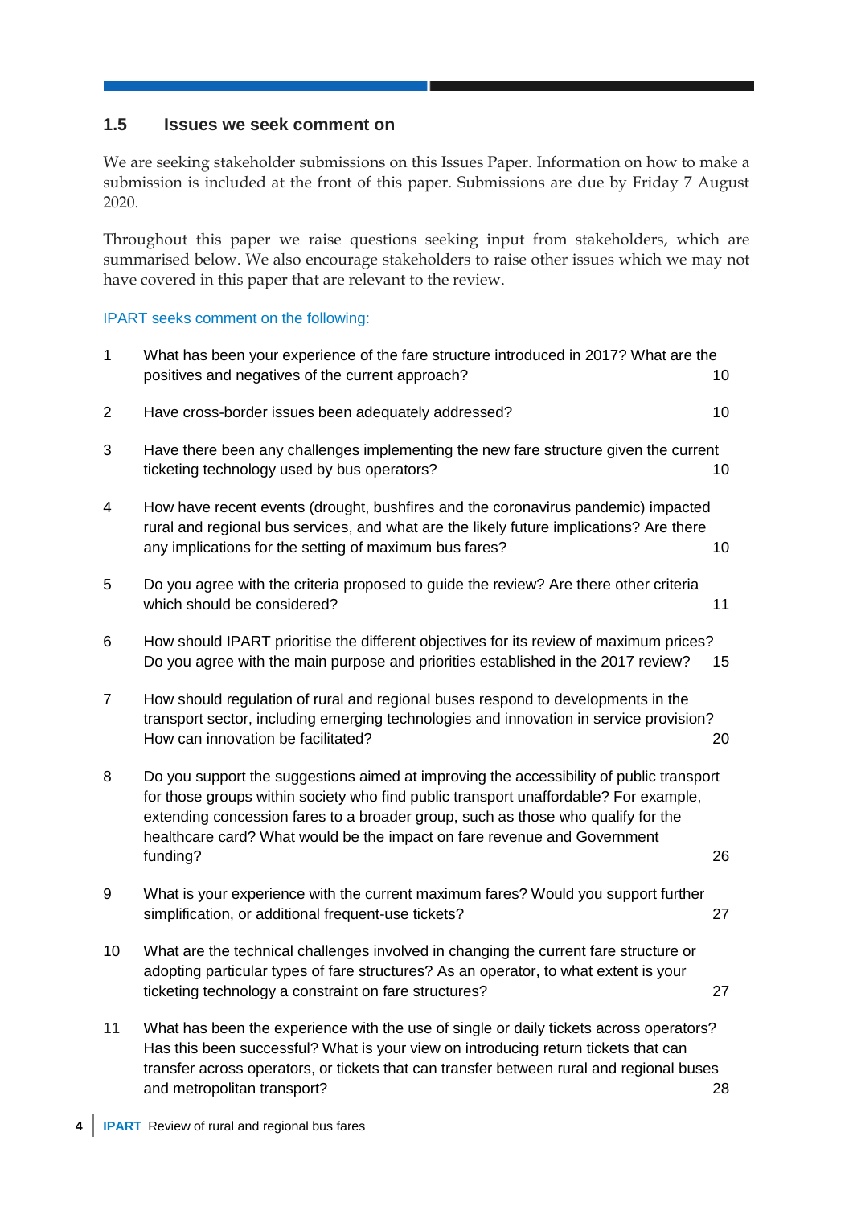## 1.5 Issues we seek comment on

We are seeking stakeholder submissions on this Issues Paper. Information on how to make a submission is included at the front of this paper. Submissions are due by Friday 7 August 2020.

Throughout this paper we raise questions seeking input from stakeholders, which are summarised below. We also encourage stakeholders to raise other issues which we may not have covered in this paper that are relevant to the review.

IPART seeks comment on the following:

1. What has been your experience of the fare structure introduced in 2017? What are the positives and negatives of the current approach? 10
2. Have cross-border issues been adequately addressed? 10
3. Have there been any challenges implementing the new fare structure given the current ticketing technology used by bus operators? 10
4. How have recent events (drought, bushfires and the coronavirus pandemic) impacted rural and regional bus services, and what are the likely future implications? Are there any implications for the setting of maximum bus fares? 10
5. Do you agree with the criteria proposed to guide the review? Are there other criteria which should be considered? 11
6. How should IPART prioritise the different objectives for its review of maximum prices? Do you agree with the main purpose and priorities established in the 2017 review? 15
7. How should regulation of rural and regional buses respond to developments in the transport sector, including emerging technologies and innovation in service provision? How can innovation be facilitated? 20
8. Do you support the suggestions aimed at improving the accessibility of public transport for those groups within society who find public transport unaffordable? For example, extending concession fares to a broader group, such as those who qualify for the healthcare card? What would be the impact on fare revenue and Government funding? 26
9. What is your experience with the current maximum fares? Would you support further simplification, or additional frequent-use tickets? 27
10. What are the technical challenges involved in changing the current fare structure or adopting particular types of fare structures? As an operator, to what extent is your ticketing technology a constraint on fare structures? 27
11. What has been the experience with the use of single or daily tickets across operators? Has this been successful? What is your view on introducing return tickets that can transfer across operators, or tickets that can transfer between rural and regional buses and metropolitan transport? 28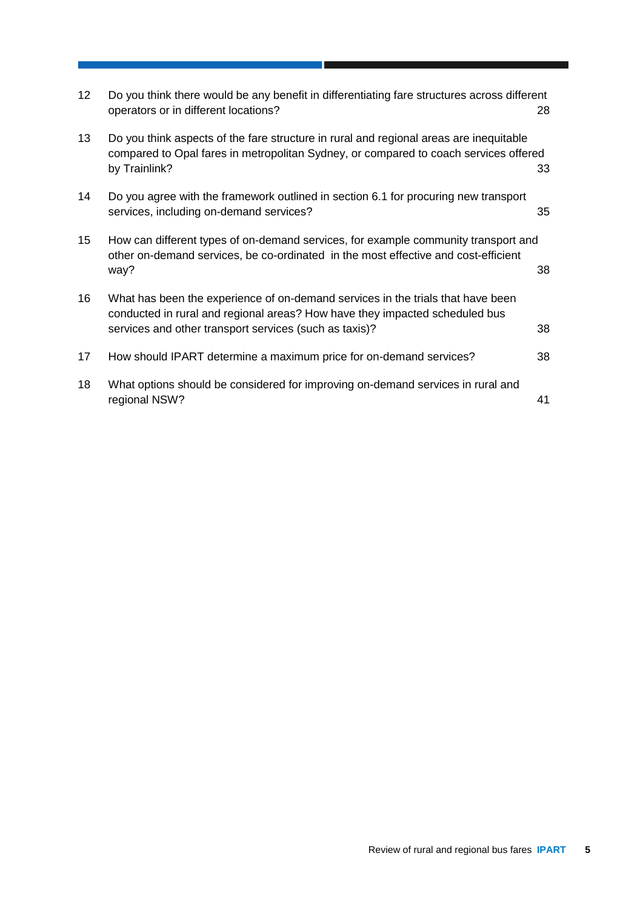| | | |
|---|---|---|
| 12 | Do you think there would be any benefit in differentiating fare structures across different operators or in different locations? | 28 |
| 13 | Do you think aspects of the fare structure in rural and regional areas are inequitable compared to Opal fares in metropolitan Sydney, or compared to coach services offered by Trainlink? | 33 |
| 14 | Do you agree with the framework outlined in section 6.1 for procuring new transport services, including on-demand services? | 35 |
| 15 | How can different types of on-demand services, for example community transport and other on-demand services, be co-ordinated in the most effective and cost-efficient way? | 38 |
| 16 | What has been the experience of on-demand services in the trials that have been conducted in rural and regional areas? How have they impacted scheduled bus services and other transport services (such as taxis)? | 38 |
| 17 | How should IPART determine a maximum price for on-demand services? | 38 |
| 18 | What options should be considered for improving on-demand services in rural and regional NSW? | 41 |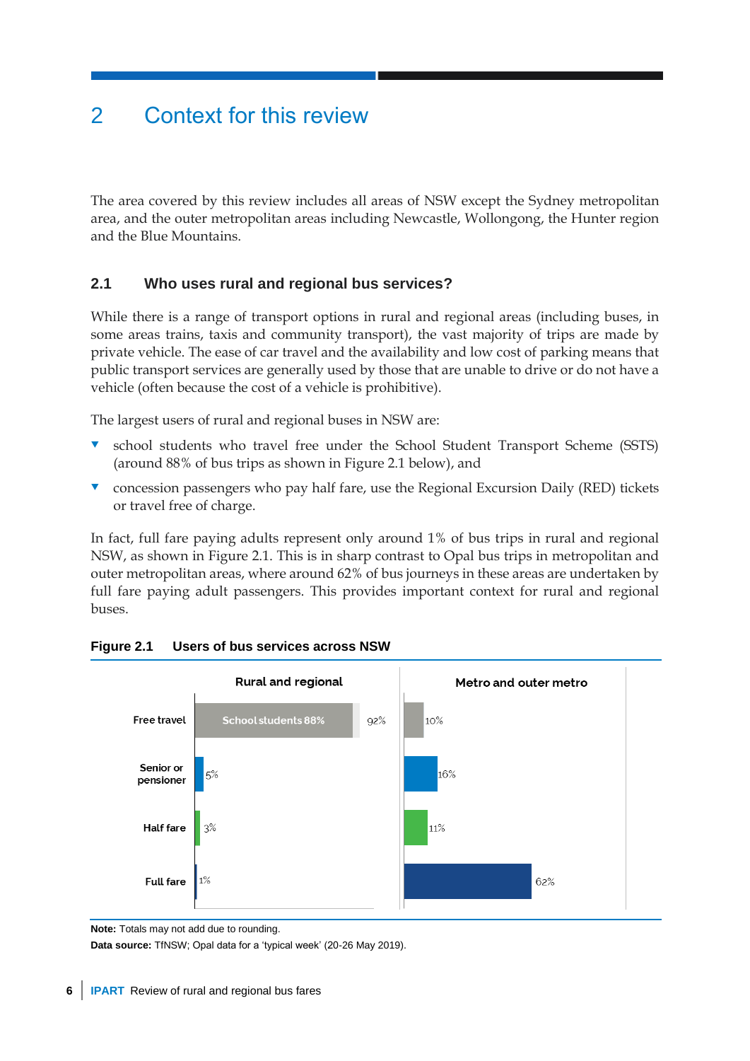# 2 Context for this review

The area covered by this review includes all areas of NSW except the Sydney metropolitan area, and the outer metropolitan areas including Newcastle, Wollongong, the Hunter region and the Blue Mountains.

## 2.1 Who uses rural and regional bus services?

While there is a range of transport options in rural and regional areas (including buses, in some areas trains, taxis and community transport), the vast majority of trips are made by private vehicle. The ease of car travel and the availability and low cost of parking means that public transport services are generally used by those that are unable to drive or do not have a vehicle (often because the cost of a vehicle is prohibitive).

The largest users of rural and regional buses in NSW are:

- school students who travel free under the School Student Transport Scheme (SSTS) (around 88% of bus trips as shown in Figure 2.1 below), and
- concession passengers who pay half fare, use the Regional Excursion Daily (RED) tickets or travel free of charge.

In fact, full fare paying adults represent only around 1% of bus trips in rural and regional NSW, as shown in Figure 2.1. This is in sharp contrast to Opal bus trips in metropolitan and outer metropolitan areas, where around 62% of bus journeys in these areas are undertaken by full fare paying adult passengers. This provides important context for rural and regional buses.

**Figure 2.1 Users of bus services across NSW**

| | Rural and regional | Metro and outer metro |
|---|---|---|
| Free travel | 92% (School students 88%) | 10% |
| Senior or pensioner | 5% | 16% |
| Half fare | 3% | 11% |
| Full fare | 1% | 62% |

**Note:** Totals may not add due to rounding.

**Data source:** TfNSW; Opal data for a 'typical week' (20-26 May 2019).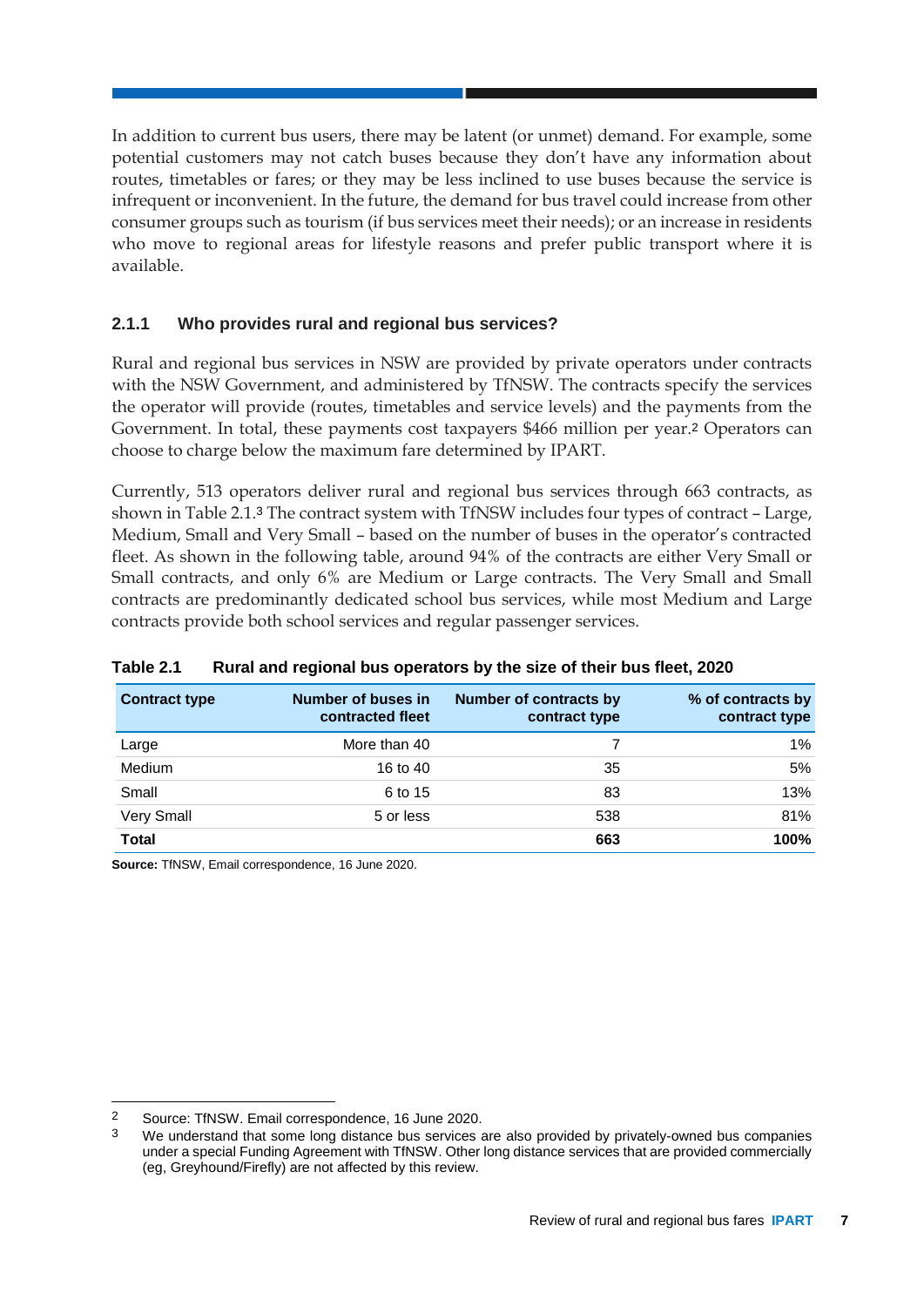In addition to current bus users, there may be latent (or unmet) demand. For example, some potential customers may not catch buses because they don't have any information about routes, timetables or fares; or they may be less inclined to use buses because the service is infrequent or inconvenient. In the future, the demand for bus travel could increase from other consumer groups such as tourism (if bus services meet their needs); or an increase in residents who move to regional areas for lifestyle reasons and prefer public transport where it is available.

### 2.1.1 Who provides rural and regional bus services?

Rural and regional bus services in NSW are provided by private operators under contracts with the NSW Government, and administered by TfNSW. The contracts specify the services the operator will provide (routes, timetables and service levels) and the payments from the Government. In total, these payments cost taxpayers $466 million per year.[2] Operators can choose to charge below the maximum fare determined by IPART.

Currently, 513 operators deliver rural and regional bus services through 663 contracts, as shown in Table 2.1.[3] The contract system with TfNSW includes four types of contract – Large, Medium, Small and Very Small – based on the number of buses in the operator's contracted fleet. As shown in the following table, around 94% of the contracts are either Very Small or Small contracts, and only 6% are Medium or Large contracts. The Very Small and Small contracts are predominantly dedicated school bus services, while most Medium and Large contracts provide both school services and regular passenger services.

**Table 2.1 Rural and regional bus operators by the size of their bus fleet, 2020**

| Contract type | Number of buses in contracted fleet | Number of contracts by contract type | % of contracts by contract type |
|---|---|---|---|
| Large | More than 40 | 7 | 1% |
| Medium | 16 to 40 | 35 | 5% |
| Small | 6 to 15 | 83 | 13% |
| Very Small | 5 or less | 538 | 81% |
| **Total** | | **663** | **100%** |

**Source:** TfNSW, Email correspondence, 16 June 2020.

2 Source: TfNSW. Email correspondence, 16 June 2020.

3 We understand that some long distance bus services are also provided by privately-owned bus companies under a special Funding Agreement with TfNSW. Other long distance services that are provided commercially (eg, Greyhound/Firefly) are not affected by this review.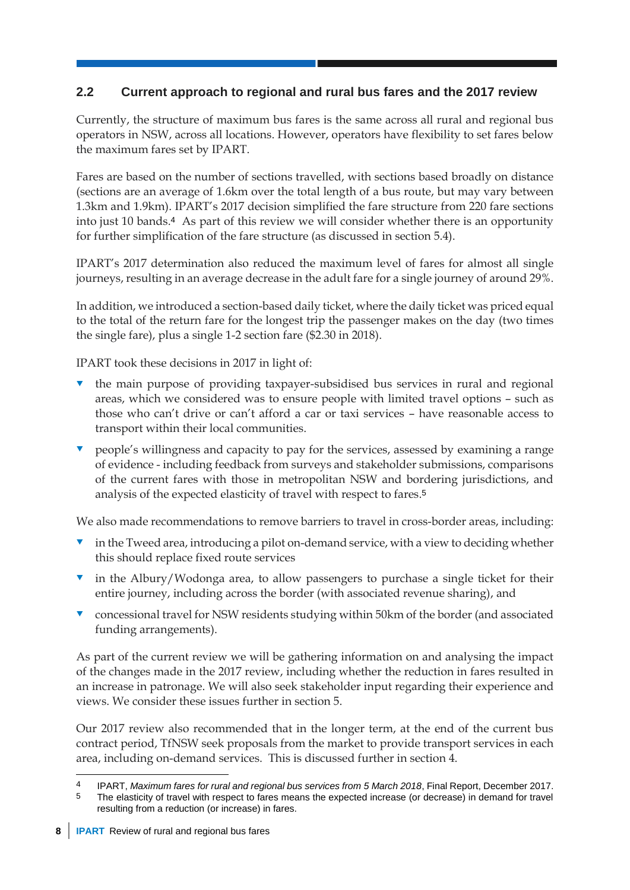## 2.2 Current approach to regional and rural bus fares and the 2017 review

Currently, the structure of maximum bus fares is the same across all rural and regional bus operators in NSW, across all locations. However, operators have flexibility to set fares below the maximum fares set by IPART.

Fares are based on the number of sections travelled, with sections based broadly on distance (sections are an average of 1.6km over the total length of a bus route, but may vary between 1.3km and 1.9km). IPART's 2017 decision simplified the fare structure from 220 fare sections into just 10 bands.[4] As part of this review we will consider whether there is an opportunity for further simplification of the fare structure (as discussed in section 5.4).

IPART's 2017 determination also reduced the maximum level of fares for almost all single journeys, resulting in an average decrease in the adult fare for a single journey of around 29%.

In addition, we introduced a section-based daily ticket, where the daily ticket was priced equal to the total of the return fare for the longest trip the passenger makes on the day (two times the single fare), plus a single 1-2 section fare ($2.30 in 2018).

IPART took these decisions in 2017 in light of:

- the main purpose of providing taxpayer-subsidised bus services in rural and regional areas, which we considered was to ensure people with limited travel options – such as those who can't drive or can't afford a car or taxi services – have reasonable access to transport within their local communities.
- people's willingness and capacity to pay for the services, assessed by examining a range of evidence - including feedback from surveys and stakeholder submissions, comparisons of the current fares with those in metropolitan NSW and bordering jurisdictions, and analysis of the expected elasticity of travel with respect to fares.[5]

We also made recommendations to remove barriers to travel in cross-border areas, including:

- in the Tweed area, introducing a pilot on-demand service, with a view to deciding whether this should replace fixed route services
- in the Albury/Wodonga area, to allow passengers to purchase a single ticket for their entire journey, including across the border (with associated revenue sharing), and
- concessional travel for NSW residents studying within 50km of the border (and associated funding arrangements).

As part of the current review we will be gathering information on and analysing the impact of the changes made in the 2017 review, including whether the reduction in fares resulted in an increase in patronage. We will also seek stakeholder input regarding their experience and views. We consider these issues further in section 5.

Our 2017 review also recommended that in the longer term, at the end of the current bus contract period, TfNSW seek proposals from the market to provide transport services in each area, including on-demand services. This is discussed further in section 4.

---

4 IPART, *Maximum fares for rural and regional bus services from 5 March 2018*, Final Report, December 2017.

5 The elasticity of travel with respect to fares means the expected increase (or decrease) in demand for travel resulting from a reduction (or increase) in fares.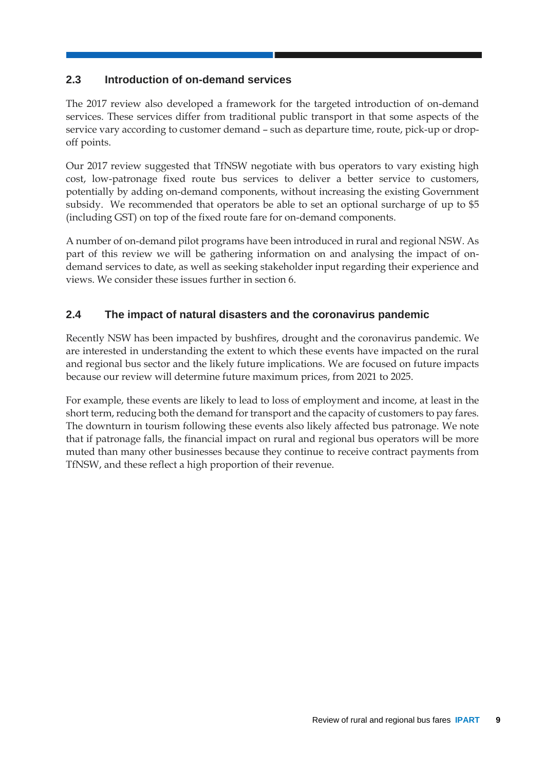## 2.3 Introduction of on-demand services

The 2017 review also developed a framework for the targeted introduction of on-demand services. These services differ from traditional public transport in that some aspects of the service vary according to customer demand – such as departure time, route, pick-up or drop-off points.

Our 2017 review suggested that TfNSW negotiate with bus operators to vary existing high cost, low-patronage fixed route bus services to deliver a better service to customers, potentially by adding on-demand components, without increasing the existing Government subsidy. We recommended that operators be able to set an optional surcharge of up to $5 (including GST) on top of the fixed route fare for on-demand components.

A number of on-demand pilot programs have been introduced in rural and regional NSW. As part of this review we will be gathering information on and analysing the impact of on-demand services to date, as well as seeking stakeholder input regarding their experience and views. We consider these issues further in section 6.

## 2.4 The impact of natural disasters and the coronavirus pandemic

Recently NSW has been impacted by bushfires, drought and the coronavirus pandemic. We are interested in understanding the extent to which these events have impacted on the rural and regional bus sector and the likely future implications. We are focused on future impacts because our review will determine future maximum prices, from 2021 to 2025.

For example, these events are likely to lead to loss of employment and income, at least in the short term, reducing both the demand for transport and the capacity of customers to pay fares. The downturn in tourism following these events also likely affected bus patronage. We note that if patronage falls, the financial impact on rural and regional bus operators will be more muted than many other businesses because they continue to receive contract payments from TfNSW, and these reflect a high proportion of their revenue.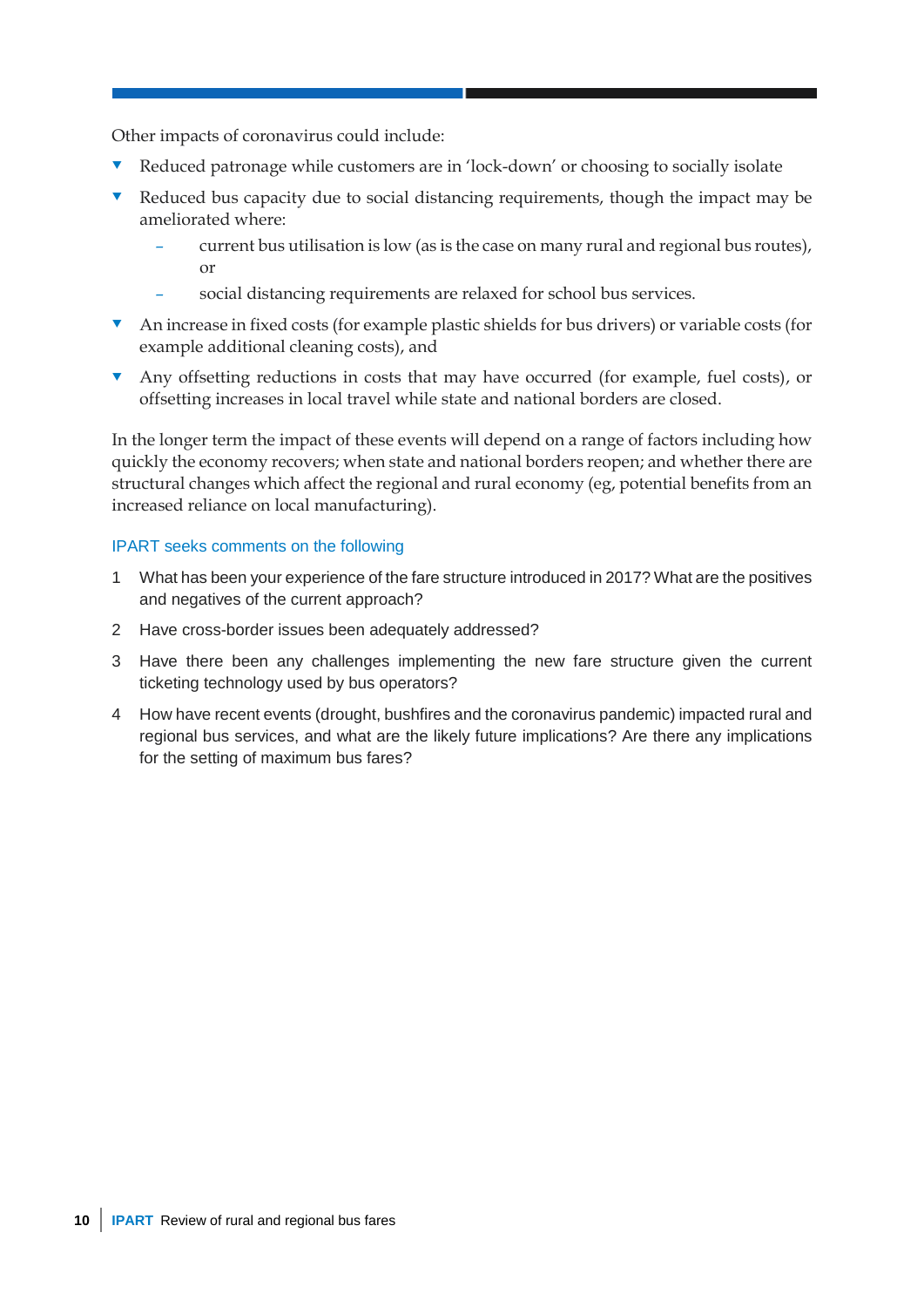Other impacts of coronavirus could include:

- Reduced patronage while customers are in 'lock-down' or choosing to socially isolate
- Reduced bus capacity due to social distancing requirements, though the impact may be ameliorated where:
  - current bus utilisation is low (as is the case on many rural and regional bus routes), or
  - social distancing requirements are relaxed for school bus services.
- An increase in fixed costs (for example plastic shields for bus drivers) or variable costs (for example additional cleaning costs), and
- Any offsetting reductions in costs that may have occurred (for example, fuel costs), or offsetting increases in local travel while state and national borders are closed.

In the longer term the impact of these events will depend on a range of factors including how quickly the economy recovers; when state and national borders reopen; and whether there are structural changes which affect the regional and rural economy (eg, potential benefits from an increased reliance on local manufacturing).

#### IPART seeks comments on the following

1. What has been your experience of the fare structure introduced in 2017? What are the positives and negatives of the current approach?
2. Have cross-border issues been adequately addressed?
3. Have there been any challenges implementing the new fare structure given the current ticketing technology used by bus operators?
4. How have recent events (drought, bushfires and the coronavirus pandemic) impacted rural and regional bus services, and what are the likely future implications? Are there any implications for the setting of maximum bus fares?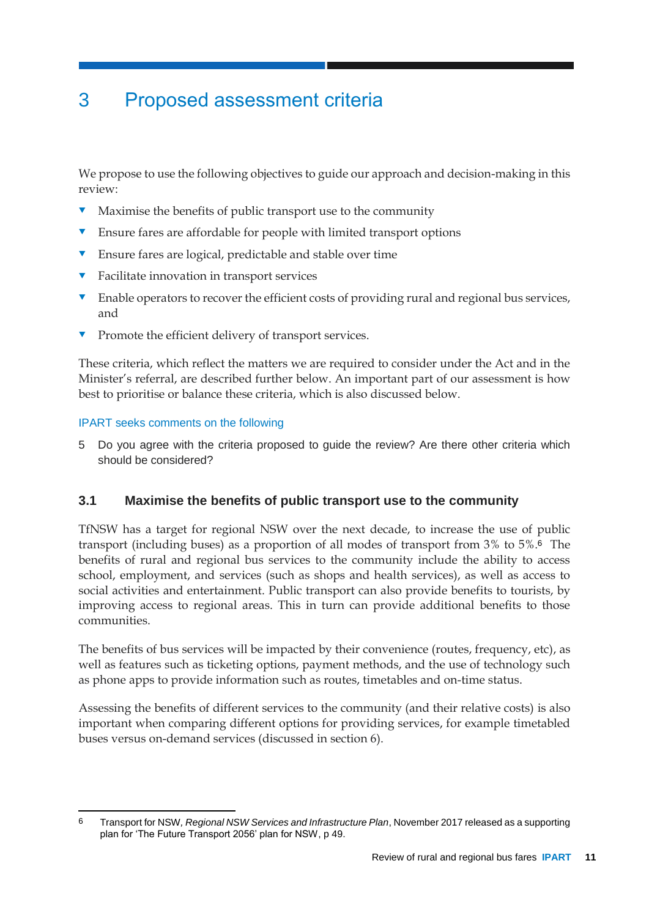# 3 Proposed assessment criteria

We propose to use the following objectives to guide our approach and decision-making in this review:

- Maximise the benefits of public transport use to the community
- Ensure fares are affordable for people with limited transport options
- Ensure fares are logical, predictable and stable over time
- Facilitate innovation in transport services
- Enable operators to recover the efficient costs of providing rural and regional bus services, and
- Promote the efficient delivery of transport services.

These criteria, which reflect the matters we are required to consider under the Act and in the Minister's referral, are described further below. An important part of our assessment is how best to prioritise or balance these criteria, which is also discussed below.

IPART seeks comments on the following

5 Do you agree with the criteria proposed to guide the review? Are there other criteria which should be considered?

## 3.1 Maximise the benefits of public transport use to the community

TfNSW has a target for regional NSW over the next decade, to increase the use of public transport (including buses) as a proportion of all modes of transport from 3% to 5%.[6] The benefits of rural and regional bus services to the community include the ability to access school, employment, and services (such as shops and health services), as well as access to social activities and entertainment. Public transport can also provide benefits to tourists, by improving access to regional areas. This in turn can provide additional benefits to those communities.

The benefits of bus services will be impacted by their convenience (routes, frequency, etc), as well as features such as ticketing options, payment methods, and the use of technology such as phone apps to provide information such as routes, timetables and on-time status.

Assessing the benefits of different services to the community (and their relative costs) is also important when comparing different options for providing services, for example timetabled buses versus on-demand services (discussed in section 6).

---

6 Transport for NSW, *Regional NSW Services and Infrastructure Plan*, November 2017 released as a supporting plan for 'The Future Transport 2056' plan for NSW, p 49.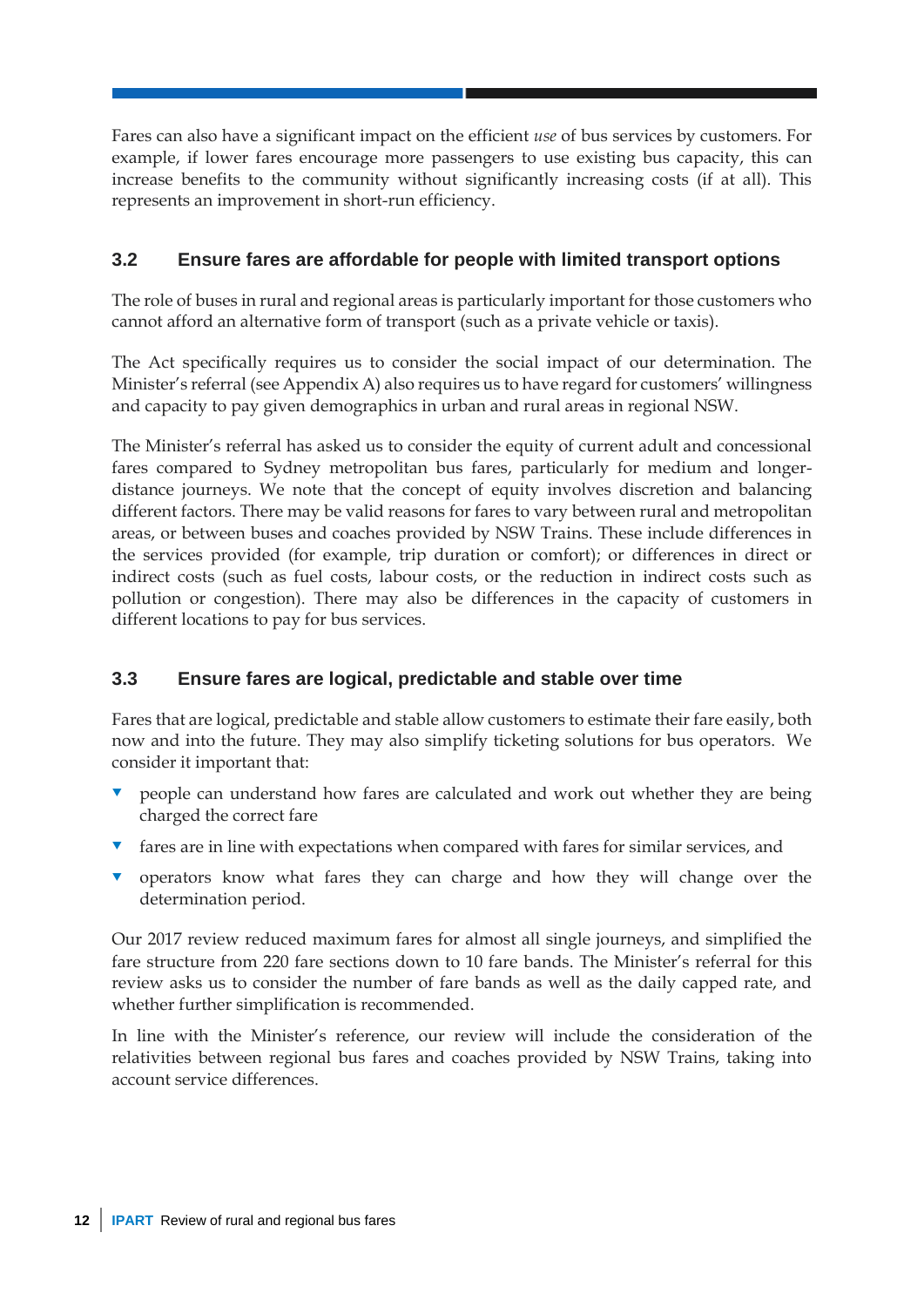Fares can also have a significant impact on the efficient *use* of bus services by customers. For example, if lower fares encourage more passengers to use existing bus capacity, this can increase benefits to the community without significantly increasing costs (if at all). This represents an improvement in short-run efficiency.

### 3.2 Ensure fares are affordable for people with limited transport options

The role of buses in rural and regional areas is particularly important for those customers who cannot afford an alternative form of transport (such as a private vehicle or taxis).

The Act specifically requires us to consider the social impact of our determination. The Minister's referral (see Appendix A) also requires us to have regard for customers' willingness and capacity to pay given demographics in urban and rural areas in regional NSW.

The Minister's referral has asked us to consider the equity of current adult and concessional fares compared to Sydney metropolitan bus fares, particularly for medium and longer-distance journeys. We note that the concept of equity involves discretion and balancing different factors. There may be valid reasons for fares to vary between rural and metropolitan areas, or between buses and coaches provided by NSW Trains. These include differences in the services provided (for example, trip duration or comfort); or differences in direct or indirect costs (such as fuel costs, labour costs, or the reduction in indirect costs such as pollution or congestion). There may also be differences in the capacity of customers in different locations to pay for bus services.

### 3.3 Ensure fares are logical, predictable and stable over time

Fares that are logical, predictable and stable allow customers to estimate their fare easily, both now and into the future. They may also simplify ticketing solutions for bus operators. We consider it important that:

- people can understand how fares are calculated and work out whether they are being charged the correct fare
- fares are in line with expectations when compared with fares for similar services, and
- operators know what fares they can charge and how they will change over the determination period.

Our 2017 review reduced maximum fares for almost all single journeys, and simplified the fare structure from 220 fare sections down to 10 fare bands. The Minister's referral for this review asks us to consider the number of fare bands as well as the daily capped rate, and whether further simplification is recommended.

In line with the Minister's reference, our review will include the consideration of the relativities between regional bus fares and coaches provided by NSW Trains, taking into account service differences.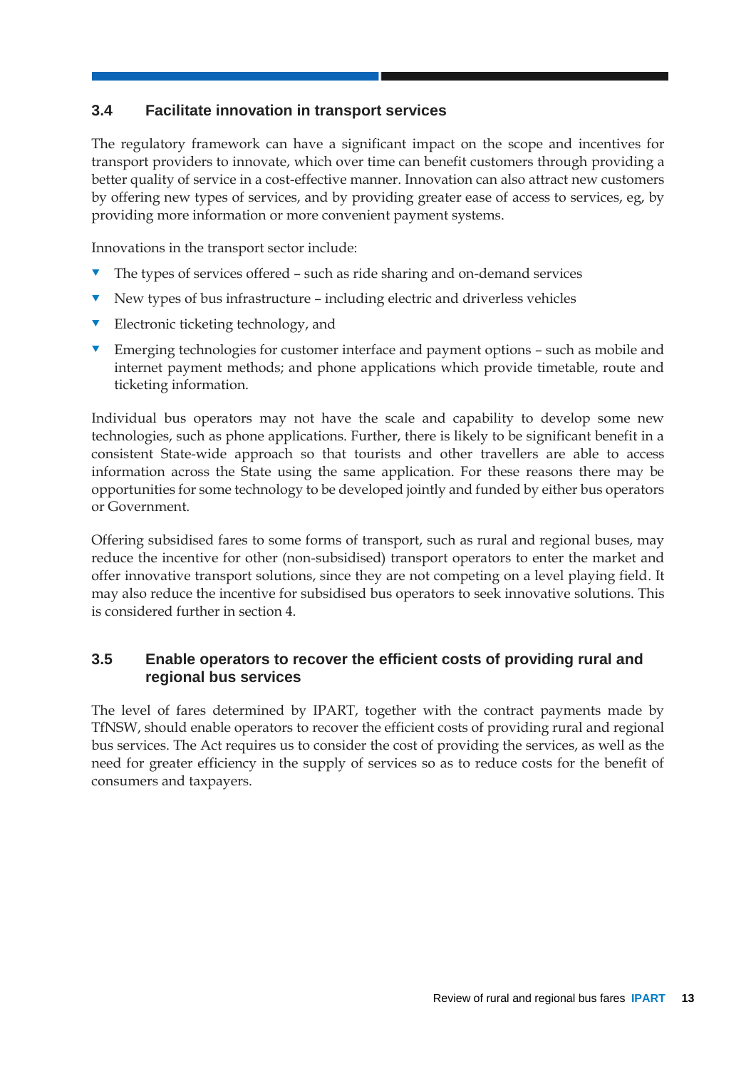## 3.4 Facilitate innovation in transport services

The regulatory framework can have a significant impact on the scope and incentives for transport providers to innovate, which over time can benefit customers through providing a better quality of service in a cost-effective manner. Innovation can also attract new customers by offering new types of services, and by providing greater ease of access to services, eg, by providing more information or more convenient payment systems.

Innovations in the transport sector include:

- The types of services offered – such as ride sharing and on-demand services
- New types of bus infrastructure – including electric and driverless vehicles
- Electronic ticketing technology, and
- Emerging technologies for customer interface and payment options – such as mobile and internet payment methods; and phone applications which provide timetable, route and ticketing information.

Individual bus operators may not have the scale and capability to develop some new technologies, such as phone applications. Further, there is likely to be significant benefit in a consistent State-wide approach so that tourists and other travellers are able to access information across the State using the same application. For these reasons there may be opportunities for some technology to be developed jointly and funded by either bus operators or Government.

Offering subsidised fares to some forms of transport, such as rural and regional buses, may reduce the incentive for other (non-subsidised) transport operators to enter the market and offer innovative transport solutions, since they are not competing on a level playing field. It may also reduce the incentive for subsidised bus operators to seek innovative solutions. This is considered further in section 4.

## 3.5 Enable operators to recover the efficient costs of providing rural and regional bus services

The level of fares determined by IPART, together with the contract payments made by TfNSW, should enable operators to recover the efficient costs of providing rural and regional bus services. The Act requires us to consider the cost of providing the services, as well as the need for greater efficiency in the supply of services so as to reduce costs for the benefit of consumers and taxpayers.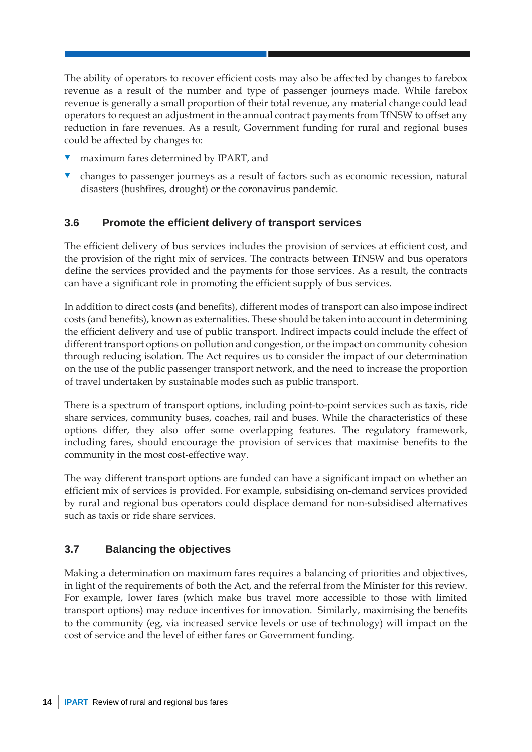The ability of operators to recover efficient costs may also be affected by changes to farebox revenue as a result of the number and type of passenger journeys made. While farebox revenue is generally a small proportion of their total revenue, any material change could lead operators to request an adjustment in the annual contract payments from TfNSW to offset any reduction in fare revenues. As a result, Government funding for rural and regional buses could be affected by changes to:

- maximum fares determined by IPART, and
- changes to passenger journeys as a result of factors such as economic recession, natural disasters (bushfires, drought) or the coronavirus pandemic.

## 3.6 Promote the efficient delivery of transport services

The efficient delivery of bus services includes the provision of services at efficient cost, and the provision of the right mix of services. The contracts between TfNSW and bus operators define the services provided and the payments for those services. As a result, the contracts can have a significant role in promoting the efficient supply of bus services.

In addition to direct costs (and benefits), different modes of transport can also impose indirect costs (and benefits), known as externalities. These should be taken into account in determining the efficient delivery and use of public transport. Indirect impacts could include the effect of different transport options on pollution and congestion, or the impact on community cohesion through reducing isolation. The Act requires us to consider the impact of our determination on the use of the public passenger transport network, and the need to increase the proportion of travel undertaken by sustainable modes such as public transport.

There is a spectrum of transport options, including point-to-point services such as taxis, ride share services, community buses, coaches, rail and buses. While the characteristics of these options differ, they also offer some overlapping features. The regulatory framework, including fares, should encourage the provision of services that maximise benefits to the community in the most cost-effective way.

The way different transport options are funded can have a significant impact on whether an efficient mix of services is provided. For example, subsidising on-demand services provided by rural and regional bus operators could displace demand for non-subsidised alternatives such as taxis or ride share services.

## 3.7 Balancing the objectives

Making a determination on maximum fares requires a balancing of priorities and objectives, in light of the requirements of both the Act, and the referral from the Minister for this review. For example, lower fares (which make bus travel more accessible to those with limited transport options) may reduce incentives for innovation. Similarly, maximising the benefits to the community (eg, via increased service levels or use of technology) will impact on the cost of service and the level of either fares or Government funding.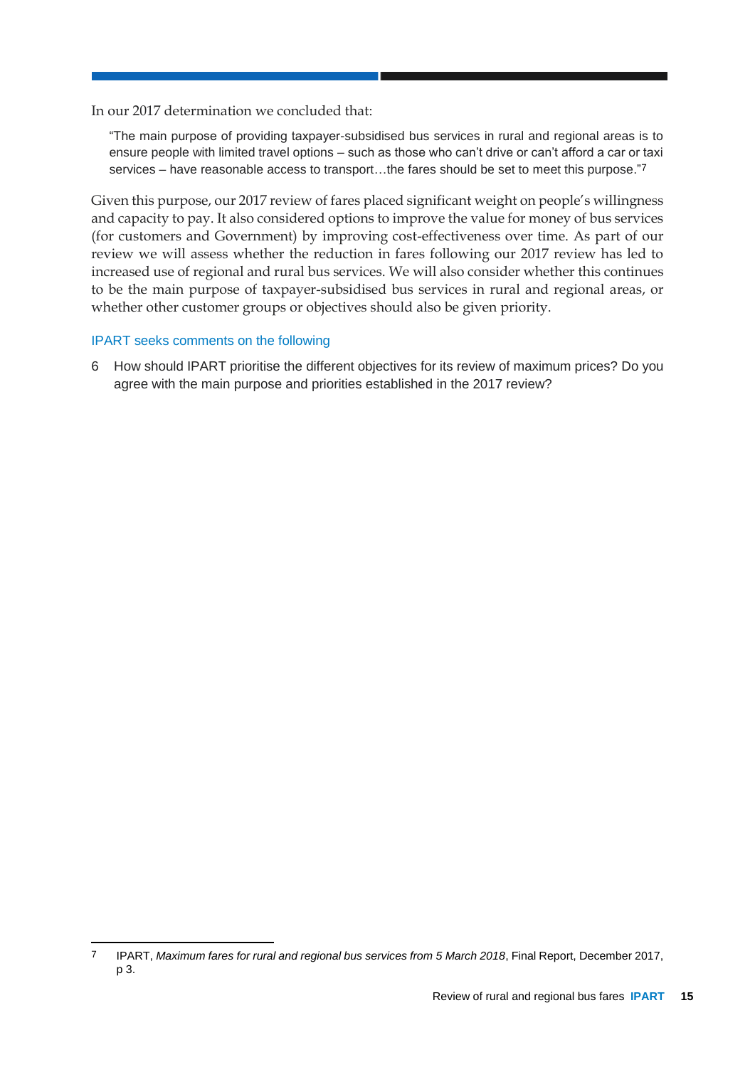In our 2017 determination we concluded that:

> "The main purpose of providing taxpayer-subsidised bus services in rural and regional areas is to ensure people with limited travel options – such as those who can't drive or can't afford a car or taxi services – have reasonable access to transport…the fares should be set to meet this purpose."[7]

Given this purpose, our 2017 review of fares placed significant weight on people's willingness and capacity to pay. It also considered options to improve the value for money of bus services (for customers and Government) by improving cost-effectiveness over time. As part of our review we will assess whether the reduction in fares following our 2017 review has led to increased use of regional and rural bus services. We will also consider whether this continues to be the main purpose of taxpayer-subsidised bus services in rural and regional areas, or whether other customer groups or objectives should also be given priority.

IPART seeks comments on the following

6 How should IPART prioritise the different objectives for its review of maximum prices? Do you agree with the main purpose and priorities established in the 2017 review?

---

[7] IPART, *Maximum fares for rural and regional bus services from 5 March 2018*, Final Report, December 2017, p 3.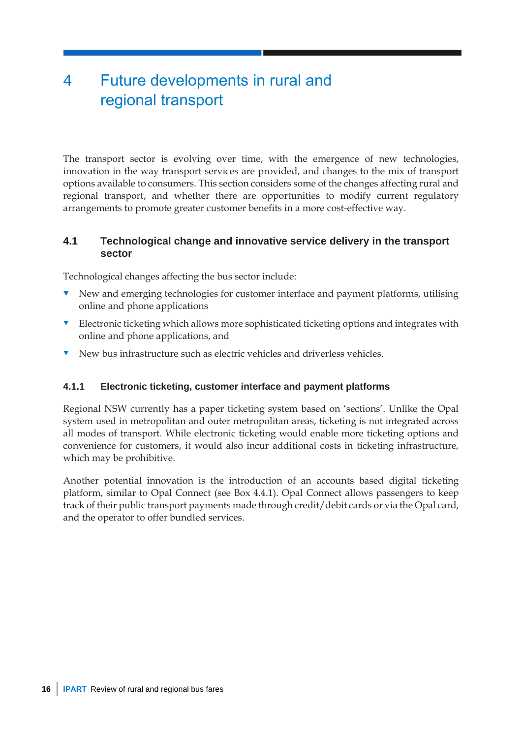# 4 Future developments in rural and regional transport

The transport sector is evolving over time, with the emergence of new technologies, innovation in the way transport services are provided, and changes to the mix of transport options available to consumers. This section considers some of the changes affecting rural and regional transport, and whether there are opportunities to modify current regulatory arrangements to promote greater customer benefits in a more cost-effective way.

## 4.1 Technological change and innovative service delivery in the transport sector

Technological changes affecting the bus sector include:

- New and emerging technologies for customer interface and payment platforms, utilising online and phone applications
- Electronic ticketing which allows more sophisticated ticketing options and integrates with online and phone applications, and
- New bus infrastructure such as electric vehicles and driverless vehicles.

### 4.1.1 Electronic ticketing, customer interface and payment platforms

Regional NSW currently has a paper ticketing system based on 'sections'. Unlike the Opal system used in metropolitan and outer metropolitan areas, ticketing is not integrated across all modes of transport. While electronic ticketing would enable more ticketing options and convenience for customers, it would also incur additional costs in ticketing infrastructure, which may be prohibitive.

Another potential innovation is the introduction of an accounts based digital ticketing platform, similar to Opal Connect (see Box 4.4.1). Opal Connect allows passengers to keep track of their public transport payments made through credit/debit cards or via the Opal card, and the operator to offer bundled services.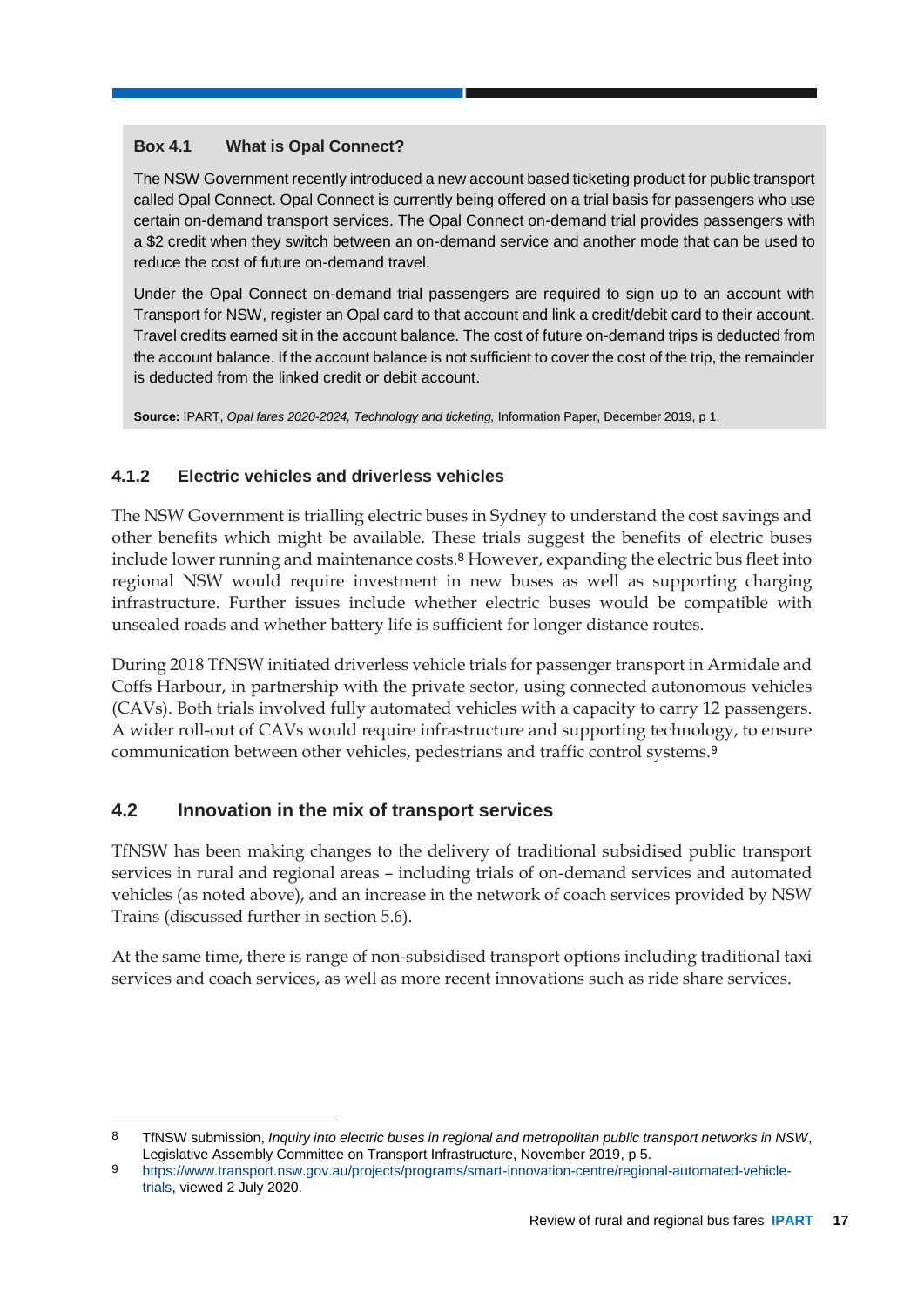**Box 4.1 What is Opal Connect?**

The NSW Government recently introduced a new account based ticketing product for public transport called Opal Connect. Opal Connect is currently being offered on a trial basis for passengers who use certain on-demand transport services. The Opal Connect on-demand trial provides passengers with a $2 credit when they switch between an on-demand service and another mode that can be used to reduce the cost of future on-demand travel.

Under the Opal Connect on-demand trial passengers are required to sign up to an account with Transport for NSW, register an Opal card to that account and link a credit/debit card to their account. Travel credits earned sit in the account balance. The cost of future on-demand trips is deducted from the account balance. If the account balance is not sufficient to cover the cost of the trip, the remainder is deducted from the linked credit or debit account.

**Source:** IPART, *Opal fares 2020-2024, Technology and ticketing,* Information Paper, December 2019, p 1.

### 4.1.2 Electric vehicles and driverless vehicles

The NSW Government is trialling electric buses in Sydney to understand the cost savings and other benefits which might be available. These trials suggest the benefits of electric buses include lower running and maintenance costs.[8] However, expanding the electric bus fleet into regional NSW would require investment in new buses as well as supporting charging infrastructure. Further issues include whether electric buses would be compatible with unsealed roads and whether battery life is sufficient for longer distance routes.

During 2018 TfNSW initiated driverless vehicle trials for passenger transport in Armidale and Coffs Harbour, in partnership with the private sector, using connected autonomous vehicles (CAVs). Both trials involved fully automated vehicles with a capacity to carry 12 passengers. A wider roll-out of CAVs would require infrastructure and supporting technology, to ensure communication between other vehicles, pedestrians and traffic control systems.[9]

## 4.2 Innovation in the mix of transport services

TfNSW has been making changes to the delivery of traditional subsidised public transport services in rural and regional areas – including trials of on-demand services and automated vehicles (as noted above), and an increase in the network of coach services provided by NSW Trains (discussed further in section 5.6).

At the same time, there is range of non-subsidised transport options including traditional taxi services and coach services, as well as more recent innovations such as ride share services.

---

8 TfNSW submission, *Inquiry into electric buses in regional and metropolitan public transport networks in NSW*, Legislative Assembly Committee on Transport Infrastructure, November 2019, p 5.

9 https://www.transport.nsw.gov.au/projects/programs/smart-innovation-centre/regional-automated-vehicle-trials, viewed 2 July 2020.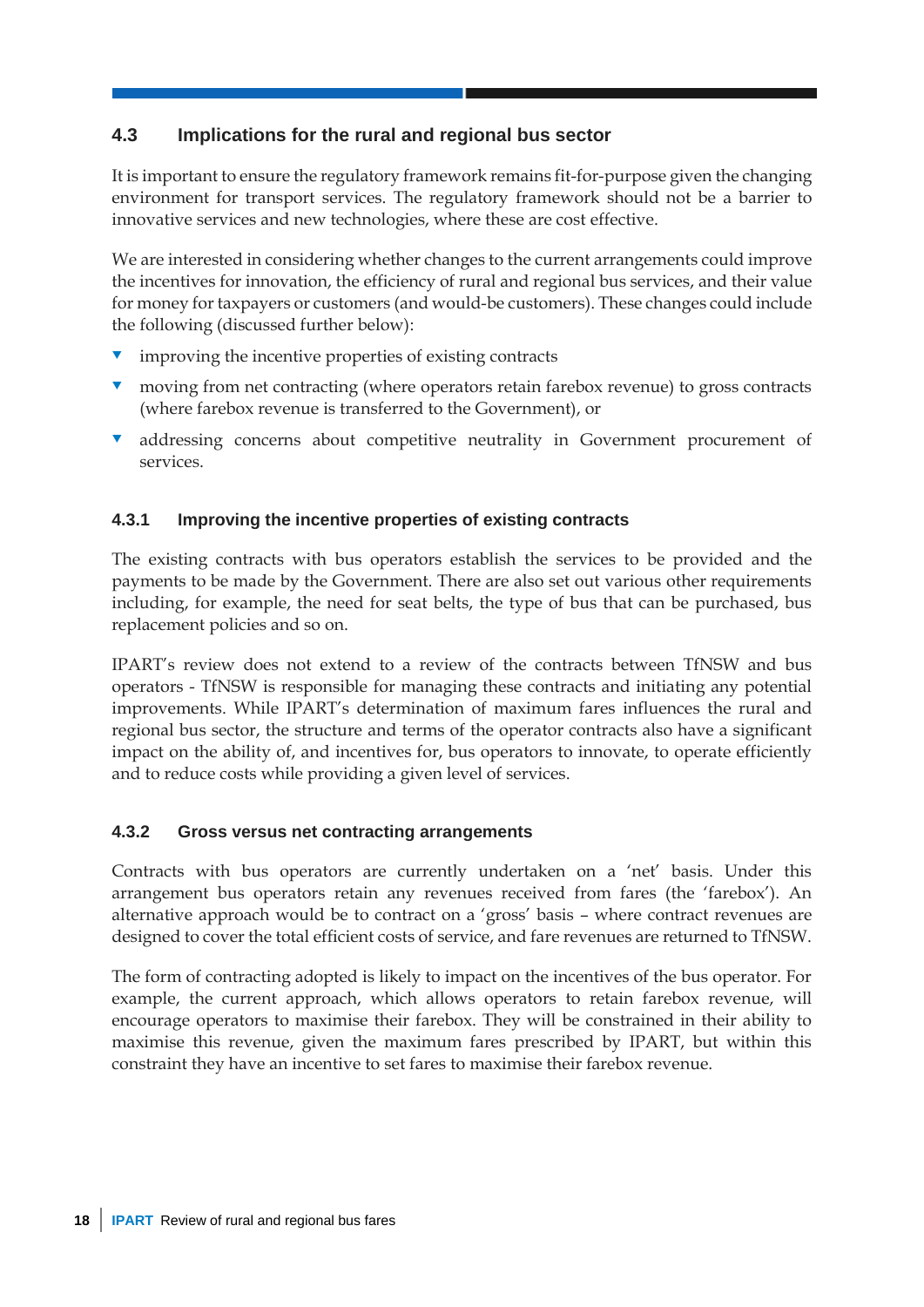## 4.3 Implications for the rural and regional bus sector

It is important to ensure the regulatory framework remains fit-for-purpose given the changing environment for transport services. The regulatory framework should not be a barrier to innovative services and new technologies, where these are cost effective.

We are interested in considering whether changes to the current arrangements could improve the incentives for innovation, the efficiency of rural and regional bus services, and their value for money for taxpayers or customers (and would-be customers). These changes could include the following (discussed further below):

- improving the incentive properties of existing contracts
- moving from net contracting (where operators retain farebox revenue) to gross contracts (where farebox revenue is transferred to the Government), or
- addressing concerns about competitive neutrality in Government procurement of services.

### 4.3.1 Improving the incentive properties of existing contracts

The existing contracts with bus operators establish the services to be provided and the payments to be made by the Government. There are also set out various other requirements including, for example, the need for seat belts, the type of bus that can be purchased, bus replacement policies and so on.

IPART's review does not extend to a review of the contracts between TfNSW and bus operators - TfNSW is responsible for managing these contracts and initiating any potential improvements. While IPART's determination of maximum fares influences the rural and regional bus sector, the structure and terms of the operator contracts also have a significant impact on the ability of, and incentives for, bus operators to innovate, to operate efficiently and to reduce costs while providing a given level of services.

### 4.3.2 Gross versus net contracting arrangements

Contracts with bus operators are currently undertaken on a 'net' basis. Under this arrangement bus operators retain any revenues received from fares (the 'farebox'). An alternative approach would be to contract on a 'gross' basis – where contract revenues are designed to cover the total efficient costs of service, and fare revenues are returned to TfNSW.

The form of contracting adopted is likely to impact on the incentives of the bus operator. For example, the current approach, which allows operators to retain farebox revenue, will encourage operators to maximise their farebox. They will be constrained in their ability to maximise this revenue, given the maximum fares prescribed by IPART, but within this constraint they have an incentive to set fares to maximise their farebox revenue.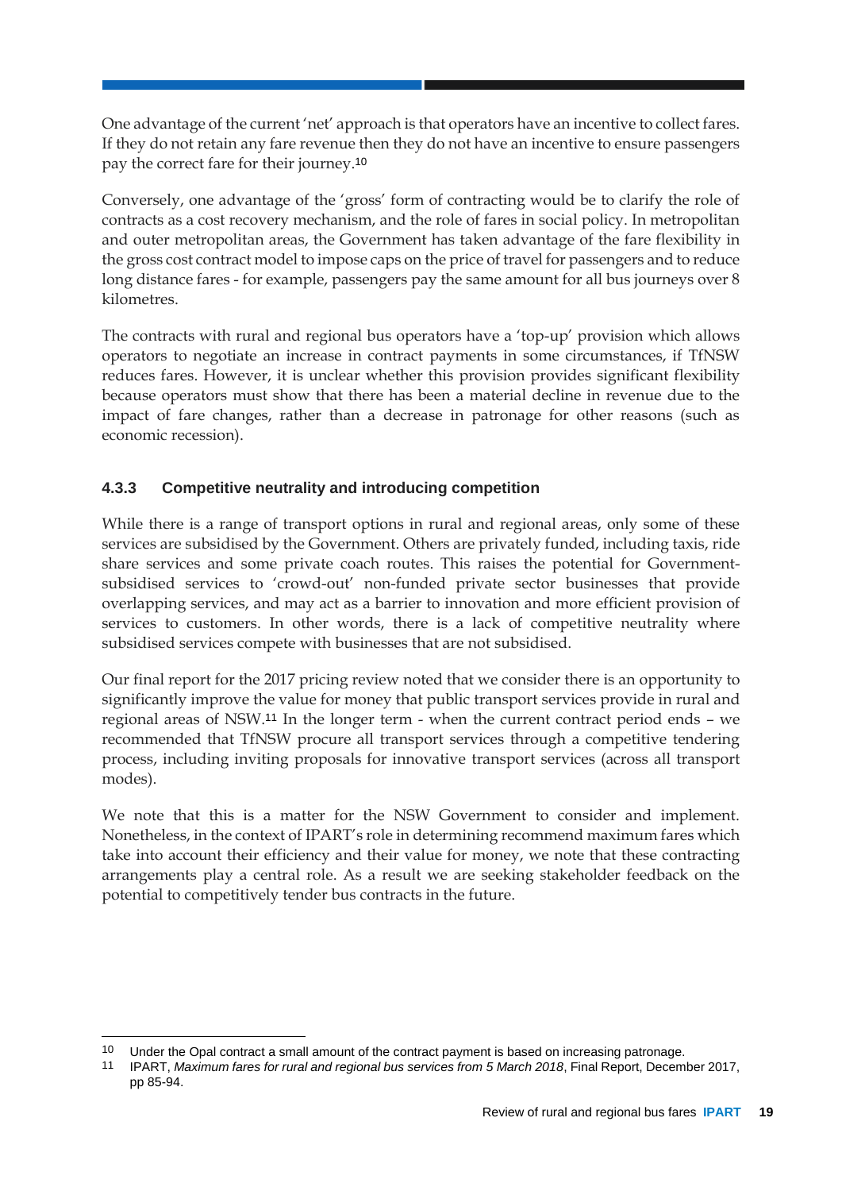One advantage of the current 'net' approach is that operators have an incentive to collect fares. If they do not retain any fare revenue then they do not have an incentive to ensure passengers pay the correct fare for their journey.[10]

Conversely, one advantage of the 'gross' form of contracting would be to clarify the role of contracts as a cost recovery mechanism, and the role of fares in social policy. In metropolitan and outer metropolitan areas, the Government has taken advantage of the fare flexibility in the gross cost contract model to impose caps on the price of travel for passengers and to reduce long distance fares - for example, passengers pay the same amount for all bus journeys over 8 kilometres.

The contracts with rural and regional bus operators have a 'top-up' provision which allows operators to negotiate an increase in contract payments in some circumstances, if TfNSW reduces fares. However, it is unclear whether this provision provides significant flexibility because operators must show that there has been a material decline in revenue due to the impact of fare changes, rather than a decrease in patronage for other reasons (such as economic recession).

### 4.3.3 Competitive neutrality and introducing competition

While there is a range of transport options in rural and regional areas, only some of these services are subsidised by the Government. Others are privately funded, including taxis, ride share services and some private coach routes. This raises the potential for Government-subsidised services to 'crowd-out' non-funded private sector businesses that provide overlapping services, and may act as a barrier to innovation and more efficient provision of services to customers. In other words, there is a lack of competitive neutrality where subsidised services compete with businesses that are not subsidised.

Our final report for the 2017 pricing review noted that we consider there is an opportunity to significantly improve the value for money that public transport services provide in rural and regional areas of NSW.[11] In the longer term - when the current contract period ends – we recommended that TfNSW procure all transport services through a competitive tendering process, including inviting proposals for innovative transport services (across all transport modes).

We note that this is a matter for the NSW Government to consider and implement. Nonetheless, in the context of IPART's role in determining recommend maximum fares which take into account their efficiency and their value for money, we note that these contracting arrangements play a central role. As a result we are seeking stakeholder feedback on the potential to competitively tender bus contracts in the future.

---

[10] Under the Opal contract a small amount of the contract payment is based on increasing patronage.

[11] IPART, *Maximum fares for rural and regional bus services from 5 March 2018*, Final Report, December 2017, pp 85-94.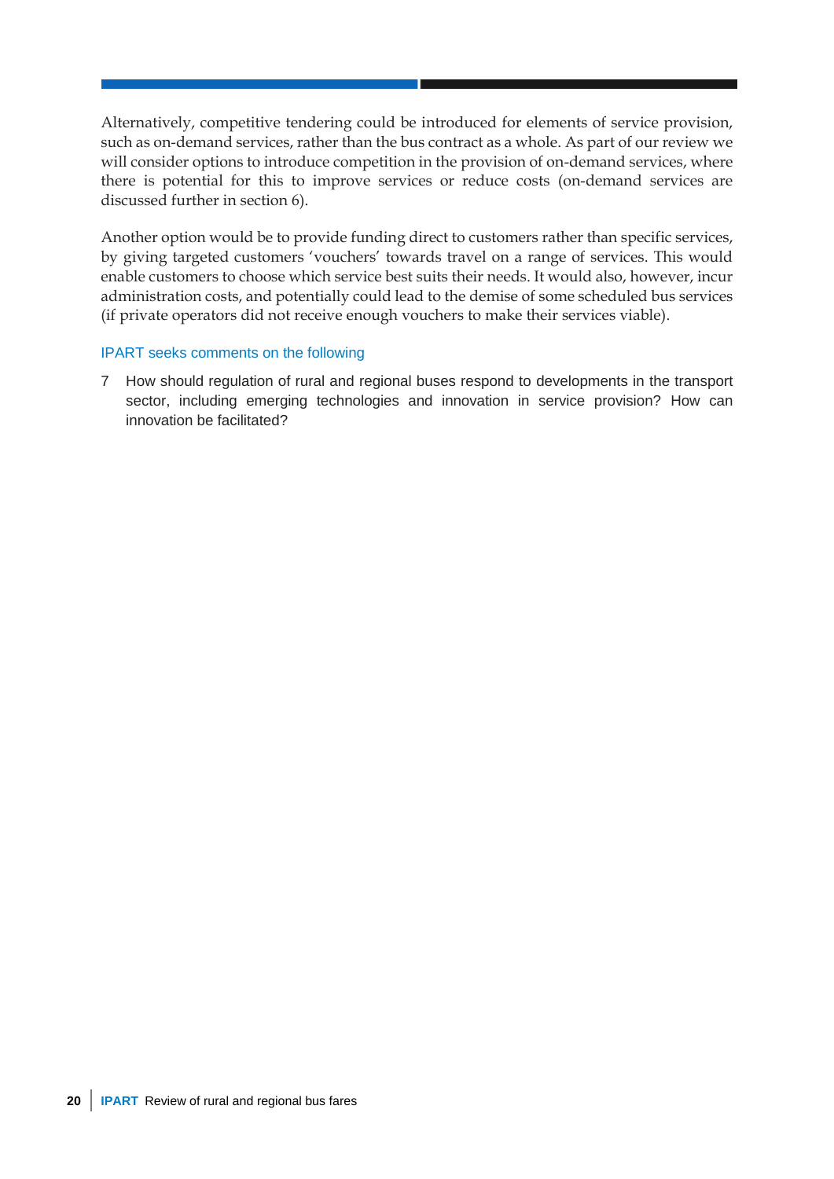Alternatively, competitive tendering could be introduced for elements of service provision, such as on-demand services, rather than the bus contract as a whole. As part of our review we will consider options to introduce competition in the provision of on-demand services, where there is potential for this to improve services or reduce costs (on-demand services are discussed further in section 6).

Another option would be to provide funding direct to customers rather than specific services, by giving targeted customers 'vouchers' towards travel on a range of services. This would enable customers to choose which service best suits their needs. It would also, however, incur administration costs, and potentially could lead to the demise of some scheduled bus services (if private operators did not receive enough vouchers to make their services viable).

IPART seeks comments on the following

7 How should regulation of rural and regional buses respond to developments in the transport sector, including emerging technologies and innovation in service provision? How can innovation be facilitated?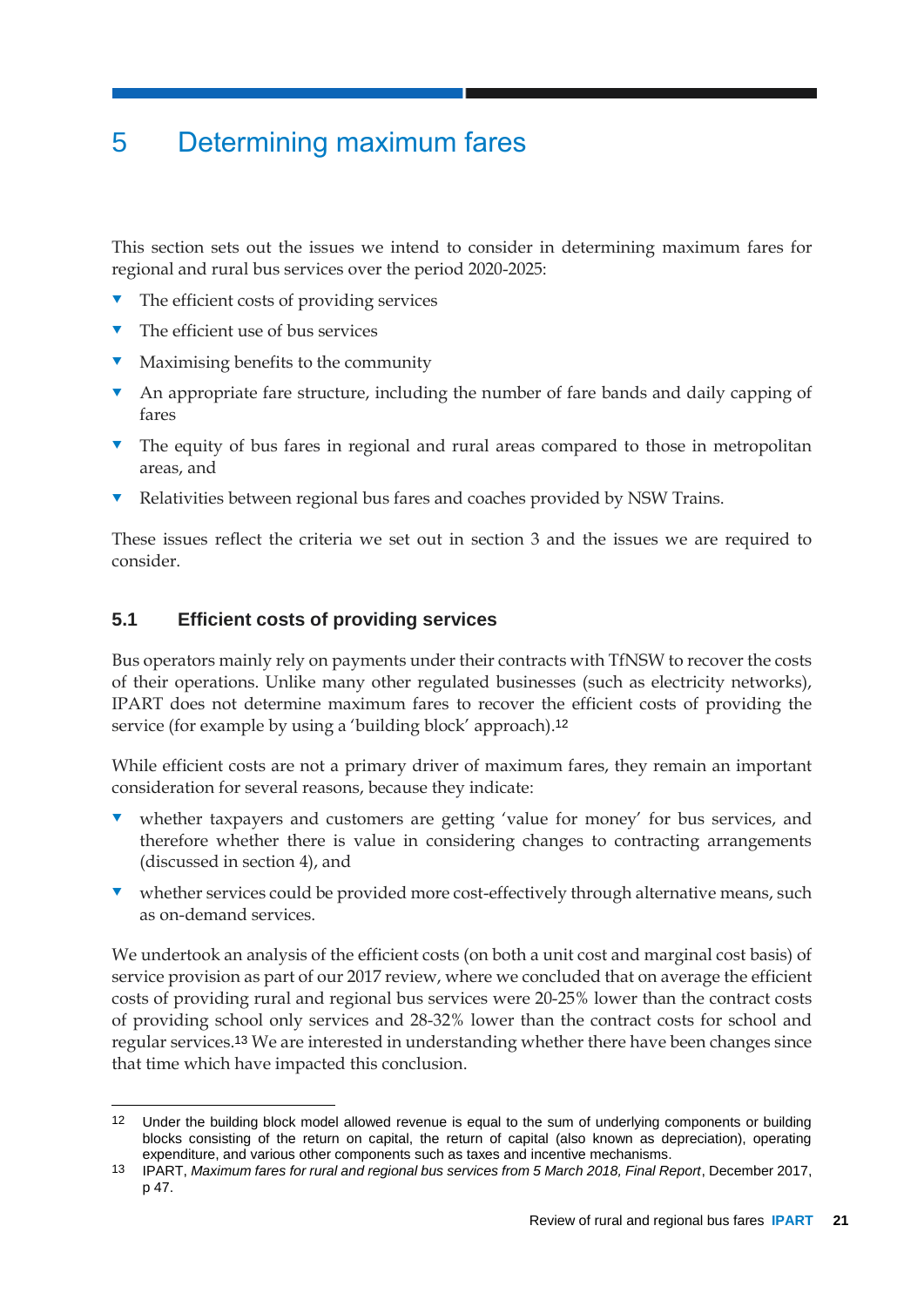# 5 Determining maximum fares

This section sets out the issues we intend to consider in determining maximum fares for regional and rural bus services over the period 2020-2025:

- The efficient costs of providing services
- The efficient use of bus services
- Maximising benefits to the community
- An appropriate fare structure, including the number of fare bands and daily capping of fares
- The equity of bus fares in regional and rural areas compared to those in metropolitan areas, and
- Relativities between regional bus fares and coaches provided by NSW Trains.

These issues reflect the criteria we set out in section 3 and the issues we are required to consider.

## 5.1 Efficient costs of providing services

Bus operators mainly rely on payments under their contracts with TfNSW to recover the costs of their operations. Unlike many other regulated businesses (such as electricity networks), IPART does not determine maximum fares to recover the efficient costs of providing the service (for example by using a 'building block' approach).[12]

While efficient costs are not a primary driver of maximum fares, they remain an important consideration for several reasons, because they indicate:

- whether taxpayers and customers are getting 'value for money' for bus services, and therefore whether there is value in considering changes to contracting arrangements (discussed in section 4), and
- whether services could be provided more cost-effectively through alternative means, such as on-demand services.

We undertook an analysis of the efficient costs (on both a unit cost and marginal cost basis) of service provision as part of our 2017 review, where we concluded that on average the efficient costs of providing rural and regional bus services were 20-25% lower than the contract costs of providing school only services and 28-32% lower than the contract costs for school and regular services.[13] We are interested in understanding whether there have been changes since that time which have impacted this conclusion.

---

[12] Under the building block model allowed revenue is equal to the sum of underlying components or building blocks consisting of the return on capital, the return of capital (also known as depreciation), operating expenditure, and various other components such as taxes and incentive mechanisms.

[13] IPART, *Maximum fares for rural and regional bus services from 5 March 2018, Final Report*, December 2017, p 47.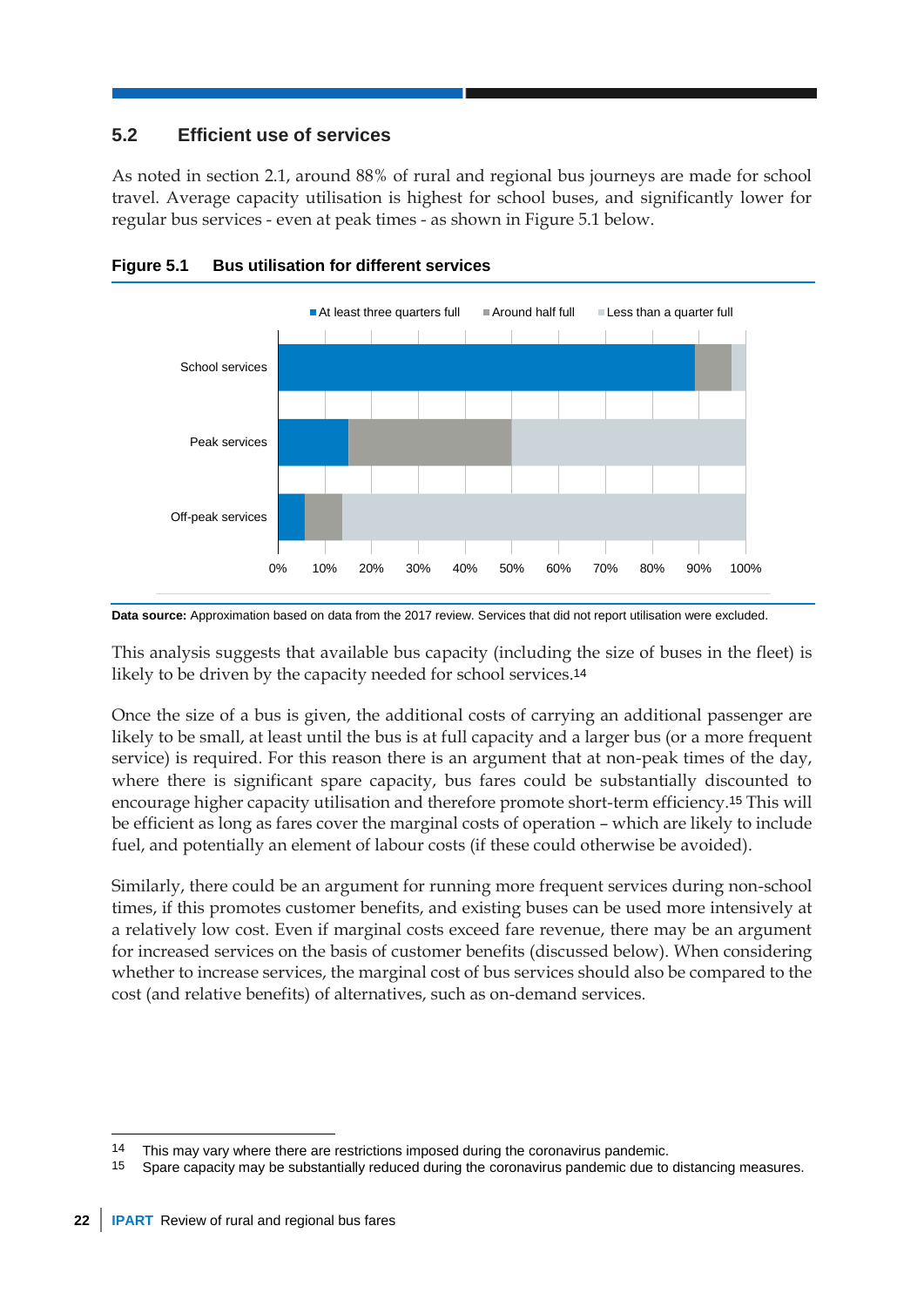## 5.2 Efficient use of services

As noted in section 2.1, around 88% of rural and regional bus journeys are made for school travel. Average capacity utilisation is highest for school buses, and significantly lower for regular bus services - even at peak times - as shown in Figure 5.1 below.

**Figure 5.1 Bus utilisation for different services**

**Data source:** Approximation based on data from the 2017 review. Services that did not report utilisation were excluded.

This analysis suggests that available bus capacity (including the size of buses in the fleet) is likely to be driven by the capacity needed for school services.[14]

Once the size of a bus is given, the additional costs of carrying an additional passenger are likely to be small, at least until the bus is at full capacity and a larger bus (or a more frequent service) is required. For this reason there is an argument that at non-peak times of the day, where there is significant spare capacity, bus fares could be substantially discounted to encourage higher capacity utilisation and therefore promote short-term efficiency.[15] This will be efficient as long as fares cover the marginal costs of operation – which are likely to include fuel, and potentially an element of labour costs (if these could otherwise be avoided).

Similarly, there could be an argument for running more frequent services during non-school times, if this promotes customer benefits, and existing buses can be used more intensively at a relatively low cost. Even if marginal costs exceed fare revenue, there may be an argument for increased services on the basis of customer benefits (discussed below). When considering whether to increase services, the marginal cost of bus services should also be compared to the cost (and relative benefits) of alternatives, such as on-demand services.

---

14 This may vary where there are restrictions imposed during the coronavirus pandemic.

15 Spare capacity may be substantially reduced during the coronavirus pandemic due to distancing measures.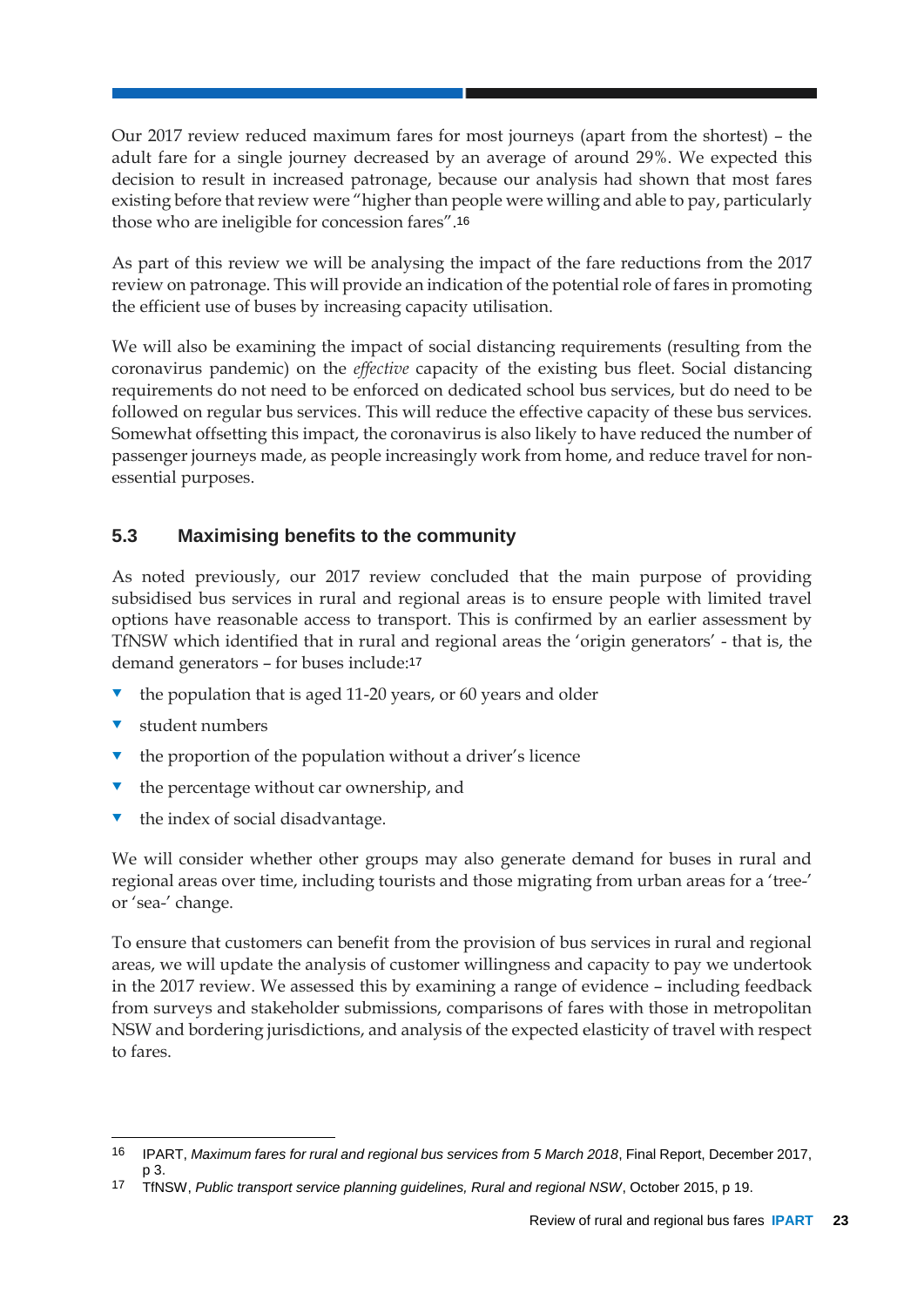Our 2017 review reduced maximum fares for most journeys (apart from the shortest) – the adult fare for a single journey decreased by an average of around 29%. We expected this decision to result in increased patronage, because our analysis had shown that most fares existing before that review were "higher than people were willing and able to pay, particularly those who are ineligible for concession fares".[16]

As part of this review we will be analysing the impact of the fare reductions from the 2017 review on patronage. This will provide an indication of the potential role of fares in promoting the efficient use of buses by increasing capacity utilisation.

We will also be examining the impact of social distancing requirements (resulting from the coronavirus pandemic) on the *effective* capacity of the existing bus fleet. Social distancing requirements do not need to be enforced on dedicated school bus services, but do need to be followed on regular bus services. This will reduce the effective capacity of these bus services. Somewhat offsetting this impact, the coronavirus is also likely to have reduced the number of passenger journeys made, as people increasingly work from home, and reduce travel for non-essential purposes.

## 5.3 Maximising benefits to the community

As noted previously, our 2017 review concluded that the main purpose of providing subsidised bus services in rural and regional areas is to ensure people with limited travel options have reasonable access to transport. This is confirmed by an earlier assessment by TfNSW which identified that in rural and regional areas the 'origin generators' - that is, the demand generators – for buses include:[17]

- the population that is aged 11-20 years, or 60 years and older
- student numbers
- the proportion of the population without a driver's licence
- the percentage without car ownership, and
- the index of social disadvantage.

We will consider whether other groups may also generate demand for buses in rural and regional areas over time, including tourists and those migrating from urban areas for a 'tree-' or 'sea-' change.

To ensure that customers can benefit from the provision of bus services in rural and regional areas, we will update the analysis of customer willingness and capacity to pay we undertook in the 2017 review. We assessed this by examining a range of evidence – including feedback from surveys and stakeholder submissions, comparisons of fares with those in metropolitan NSW and bordering jurisdictions, and analysis of the expected elasticity of travel with respect to fares.

---

16 IPART, *Maximum fares for rural and regional bus services from 5 March 2018*, Final Report, December 2017, p 3.

17 TfNSW, *Public transport service planning guidelines, Rural and regional NSW*, October 2015, p 19.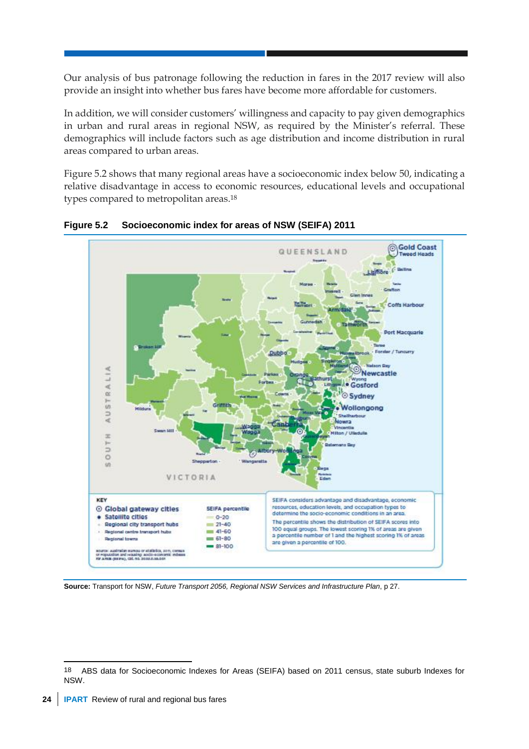Our analysis of bus patronage following the reduction in fares in the 2017 review will also provide an insight into whether bus fares have become more affordable for customers.

In addition, we will consider customers' willingness and capacity to pay given demographics in urban and rural areas in regional NSW, as required by the Minister's referral. These demographics will include factors such as age distribution and income distribution in rural areas compared to urban areas.

Figure 5.2 shows that many regional areas have a socioeconomic index below 50, indicating a relative disadvantage in access to economic resources, educational levels and occupational types compared to metropolitan areas.[18]

**Figure 5.2 Socioeconomic index for areas of NSW (SEIFA) 2011**

**Source:** Transport for NSW, *Future Transport 2056, Regional NSW Services and Infrastructure Plan*, p 27.

[18] ABS data for Socioeconomic Indexes for Areas (SEIFA) based on 2011 census, state suburb Indexes for NSW.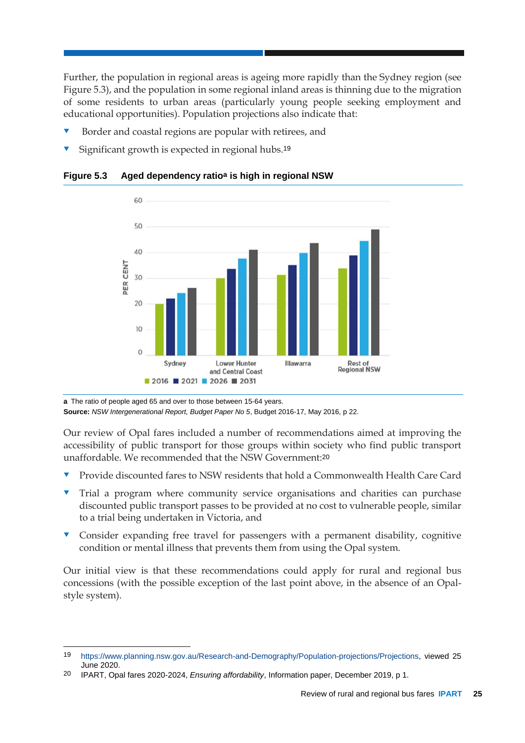Further, the population in regional areas is ageing more rapidly than the Sydney region (see Figure 5.3), and the population in some regional inland areas is thinning due to the migration of some residents to urban areas (particularly young people seeking employment and educational opportunities). Population projections also indicate that:

- Border and coastal regions are popular with retirees, and
- Significant growth is expected in regional hubs.[19]

**Figure 5.3 Aged dependency ratio[a] is high in regional NSW**

a The ratio of people aged 65 and over to those between 15-64 years.

**Source:** *NSW Intergenerational Report, Budget Paper No 5*, Budget 2016-17, May 2016, p 22.

Our review of Opal fares included a number of recommendations aimed at improving the accessibility of public transport for those groups within society who find public transport unaffordable. We recommended that the NSW Government:[20]

- Provide discounted fares to NSW residents that hold a Commonwealth Health Care Card
- Trial a program where community service organisations and charities can purchase discounted public transport passes to be provided at no cost to vulnerable people, similar to a trial being undertaken in Victoria, and
- Consider expanding free travel for passengers with a permanent disability, cognitive condition or mental illness that prevents them from using the Opal system.

Our initial view is that these recommendations could apply for rural and regional bus concessions (with the possible exception of the last point above, in the absence of an Opal-style system).

---

19 https://www.planning.nsw.gov.au/Research-and-Demography/Population-projections/Projections, viewed 25 June 2020.

20 IPART, Opal fares 2020-2024, *Ensuring affordability*, Information paper, December 2019, p 1.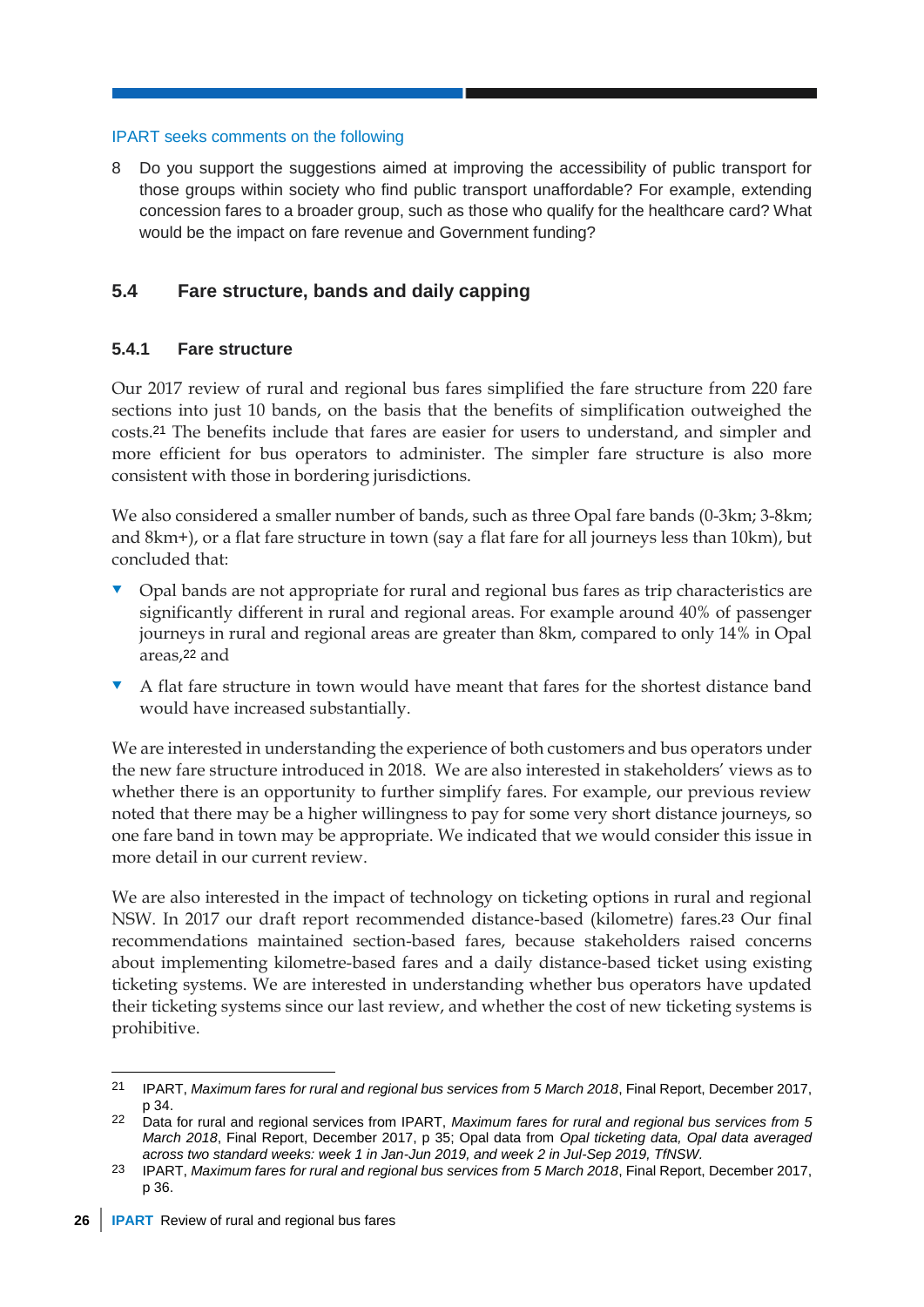IPART seeks comments on the following

8 Do you support the suggestions aimed at improving the accessibility of public transport for those groups within society who find public transport unaffordable? For example, extending concession fares to a broader group, such as those who qualify for the healthcare card? What would be the impact on fare revenue and Government funding?

## 5.4 Fare structure, bands and daily capping

### 5.4.1 Fare structure

Our 2017 review of rural and regional bus fares simplified the fare structure from 220 fare sections into just 10 bands, on the basis that the benefits of simplification outweighed the costs.[21] The benefits include that fares are easier for users to understand, and simpler and more efficient for bus operators to administer. The simpler fare structure is also more consistent with those in bordering jurisdictions.

We also considered a smaller number of bands, such as three Opal fare bands (0-3km; 3-8km; and 8km+), or a flat fare structure in town (say a flat fare for all journeys less than 10km), but concluded that:

- Opal bands are not appropriate for rural and regional bus fares as trip characteristics are significantly different in rural and regional areas. For example around 40% of passenger journeys in rural and regional areas are greater than 8km, compared to only 14% in Opal areas,[22] and
- A flat fare structure in town would have meant that fares for the shortest distance band would have increased substantially.

We are interested in understanding the experience of both customers and bus operators under the new fare structure introduced in 2018. We are also interested in stakeholders' views as to whether there is an opportunity to further simplify fares. For example, our previous review noted that there may be a higher willingness to pay for some very short distance journeys, so one fare band in town may be appropriate. We indicated that we would consider this issue in more detail in our current review.

We are also interested in the impact of technology on ticketing options in rural and regional NSW. In 2017 our draft report recommended distance-based (kilometre) fares.[23] Our final recommendations maintained section-based fares, because stakeholders raised concerns about implementing kilometre-based fares and a daily distance-based ticket using existing ticketing systems. We are interested in understanding whether bus operators have updated their ticketing systems since our last review, and whether the cost of new ticketing systems is prohibitive.

---

21 IPART, *Maximum fares for rural and regional bus services from 5 March 2018*, Final Report, December 2017, p 34.

22 Data for rural and regional services from IPART, *Maximum fares for rural and regional bus services from 5 March 2018*, Final Report, December 2017, p 35; Opal data from *Opal ticketing data, Opal data averaged across two standard weeks: week 1 in Jan-Jun 2019, and week 2 in Jul-Sep 2019, TfNSW.*

23 IPART, *Maximum fares for rural and regional bus services from 5 March 2018*, Final Report, December 2017, p 36.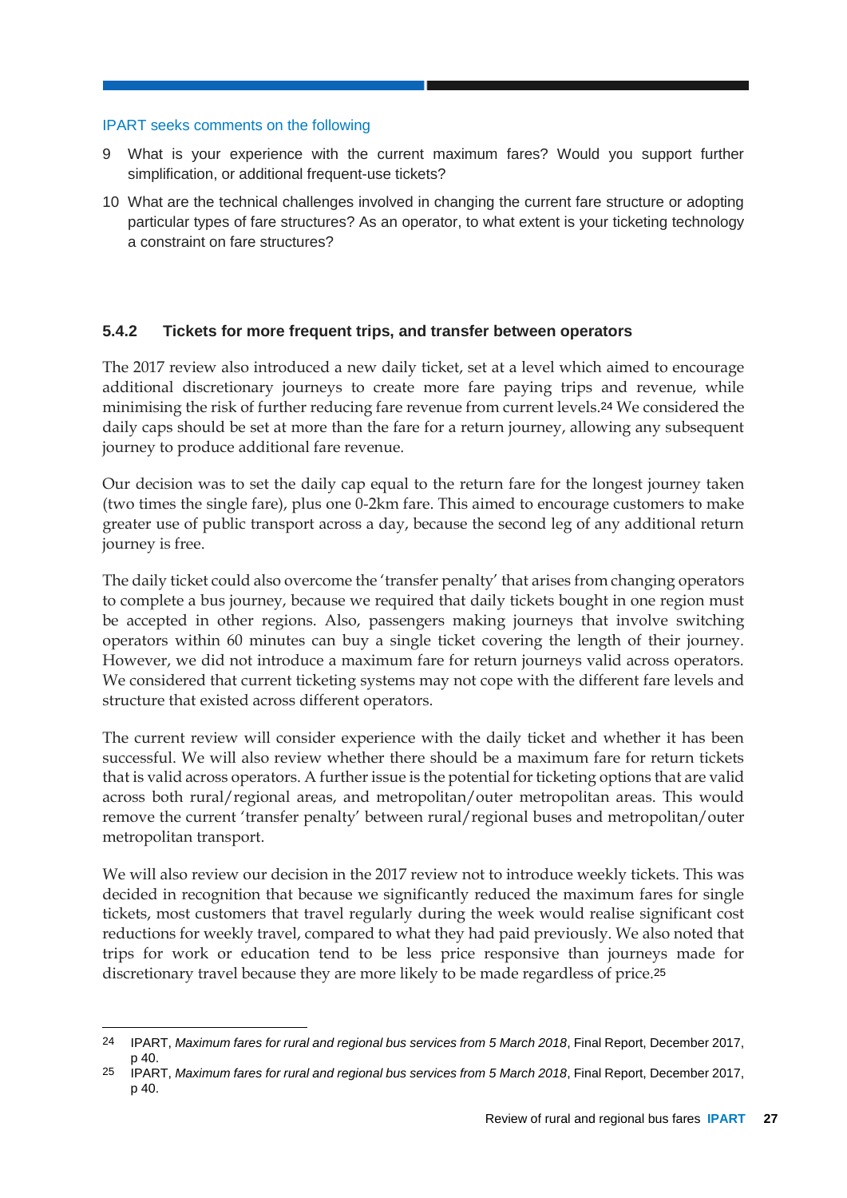IPART seeks comments on the following

9 What is your experience with the current maximum fares? Would you support further simplification, or additional frequent-use tickets?

10 What are the technical challenges involved in changing the current fare structure or adopting particular types of fare structures? As an operator, to what extent is your ticketing technology a constraint on fare structures?

### 5.4.2 Tickets for more frequent trips, and transfer between operators

The 2017 review also introduced a new daily ticket, set at a level which aimed to encourage additional discretionary journeys to create more fare paying trips and revenue, while minimising the risk of further reducing fare revenue from current levels.[24] We considered the daily caps should be set at more than the fare for a return journey, allowing any subsequent journey to produce additional fare revenue.

Our decision was to set the daily cap equal to the return fare for the longest journey taken (two times the single fare), plus one 0-2km fare. This aimed to encourage customers to make greater use of public transport across a day, because the second leg of any additional return journey is free.

The daily ticket could also overcome the 'transfer penalty' that arises from changing operators to complete a bus journey, because we required that daily tickets bought in one region must be accepted in other regions. Also, passengers making journeys that involve switching operators within 60 minutes can buy a single ticket covering the length of their journey. However, we did not introduce a maximum fare for return journeys valid across operators. We considered that current ticketing systems may not cope with the different fare levels and structure that existed across different operators.

The current review will consider experience with the daily ticket and whether it has been successful. We will also review whether there should be a maximum fare for return tickets that is valid across operators. A further issue is the potential for ticketing options that are valid across both rural/regional areas, and metropolitan/outer metropolitan areas. This would remove the current 'transfer penalty' between rural/regional buses and metropolitan/outer metropolitan transport.

We will also review our decision in the 2017 review not to introduce weekly tickets. This was decided in recognition that because we significantly reduced the maximum fares for single tickets, most customers that travel regularly during the week would realise significant cost reductions for weekly travel, compared to what they had paid previously. We also noted that trips for work or education tend to be less price responsive than journeys made for discretionary travel because they are more likely to be made regardless of price.[25]

---

[24] IPART, *Maximum fares for rural and regional bus services from 5 March 2018*, Final Report, December 2017, p 40.

[25] IPART, *Maximum fares for rural and regional bus services from 5 March 2018*, Final Report, December 2017, p 40.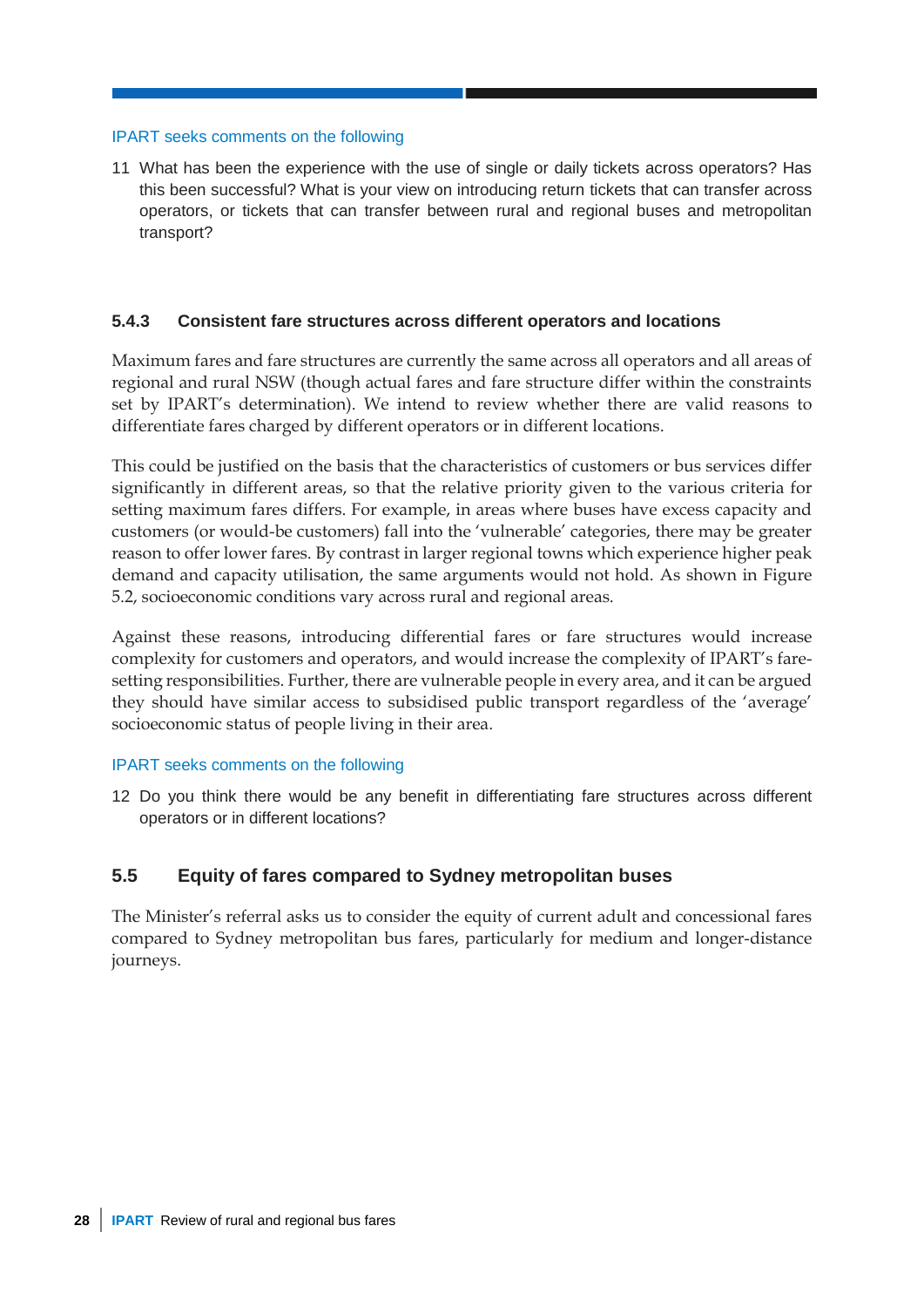IPART seeks comments on the following

11 What has been the experience with the use of single or daily tickets across operators? Has this been successful? What is your view on introducing return tickets that can transfer across operators, or tickets that can transfer between rural and regional buses and metropolitan transport?

### 5.4.3 Consistent fare structures across different operators and locations

Maximum fares and fare structures are currently the same across all operators and all areas of regional and rural NSW (though actual fares and fare structure differ within the constraints set by IPART's determination). We intend to review whether there are valid reasons to differentiate fares charged by different operators or in different locations.

This could be justified on the basis that the characteristics of customers or bus services differ significantly in different areas, so that the relative priority given to the various criteria for setting maximum fares differs. For example, in areas where buses have excess capacity and customers (or would-be customers) fall into the 'vulnerable' categories, there may be greater reason to offer lower fares. By contrast in larger regional towns which experience higher peak demand and capacity utilisation, the same arguments would not hold. As shown in Figure 5.2, socioeconomic conditions vary across rural and regional areas.

Against these reasons, introducing differential fares or fare structures would increase complexity for customers and operators, and would increase the complexity of IPART's fare-setting responsibilities. Further, there are vulnerable people in every area, and it can be argued they should have similar access to subsidised public transport regardless of the 'average' socioeconomic status of people living in their area.

IPART seeks comments on the following

12 Do you think there would be any benefit in differentiating fare structures across different operators or in different locations?

## 5.5 Equity of fares compared to Sydney metropolitan buses

The Minister's referral asks us to consider the equity of current adult and concessional fares compared to Sydney metropolitan bus fares, particularly for medium and longer-distance journeys.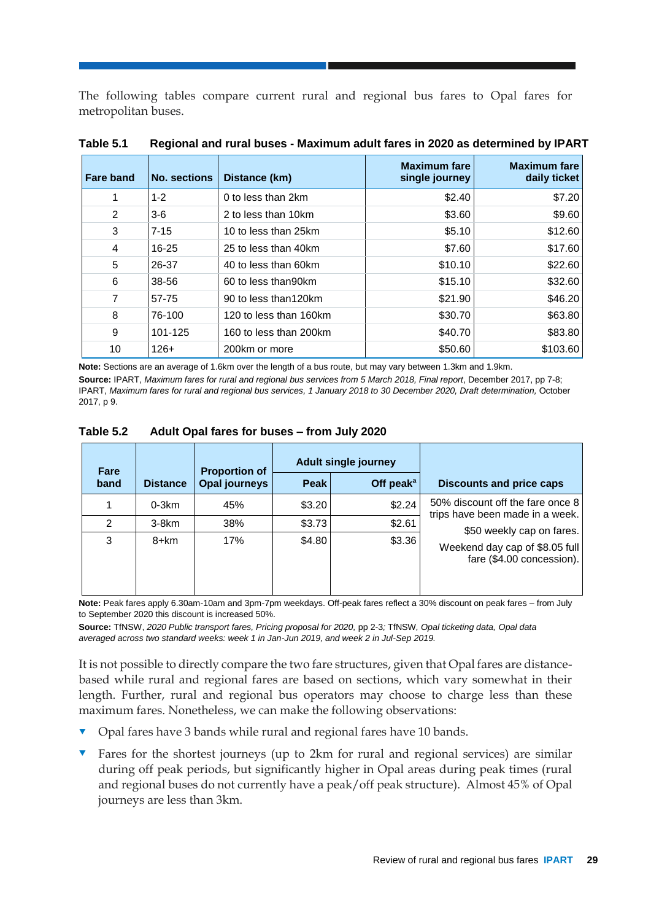The following tables compare current rural and regional bus fares to Opal fares for metropolitan buses.

**Table 5.1 Regional and rural buses - Maximum adult fares in 2020 as determined by IPART**

| Fare band | No. sections | Distance (km) | Maximum fare single journey | Maximum fare daily ticket |
|---|---|---|---|---|
| 1 | 1-2 | 0 to less than 2km | $2.40 | $7.20 |
| 2 | 3-6 | 2 to less than 10km | $3.60 | $9.60 |
| 3 | 7-15 | 10 to less than 25km | $5.10 | $12.60 |
| 4 | 16-25 | 25 to less than 40km | $7.60 | $17.60 |
| 5 | 26-37 | 40 to less than 60km | $10.10 | $22.60 |
| 6 | 38-56 | 60 to less than90km | $15.10 | $32.60 |
| 7 | 57-75 | 90 to less than120km | $21.90 | $46.20 |
| 8 | 76-100 | 120 to less than 160km | $30.70 | $63.80 |
| 9 | 101-125 | 160 to less than 200km | $40.70 | $83.80 |
| 10 | 126+ | 200km or more | $50.60 | $103.60 |

**Note:** Sections are an average of 1.6km over the length of a bus route, but may vary between 1.3km and 1.9km.

**Source:** IPART, *Maximum fares for rural and regional bus services from 5 March 2018, Final report*, December 2017, pp 7-8; IPART, *Maximum fares for rural and regional bus services, 1 January 2018 to 30 December 2020, Draft determination,* October 2017, p 9.

**Table 5.2 Adult Opal fares for buses – from July 2020**

| Fare band | Distance | Proportion of Opal journeys | Adult single journey | | Discounts and price caps |
|---|---|---|---|---|---|
| | | | Peak | Off peak[a] | |
| 1 | 0-3km | 45% | $3.20 | $2.24 | 50% discount off the fare once 8 trips have been made in a week. |
| 2 | 3-8km | 38% | $3.73 | $2.61 | $50 weekly cap on fares. |
| 3 | 8+km | 17% | $4.80 | $3.36 | Weekend day cap of $8.05 full fare ($4.00 concession). |

**Note:** Peak fares apply 6.30am-10am and 3pm-7pm weekdays. Off-peak fares reflect a 30% discount on peak fares – from July to September 2020 this discount is increased 50%.

**Source:** TfNSW, *2020 Public transport fares, Pricing proposal for 2020,* pp 2-3; TfNSW, *Opal ticketing data, Opal data averaged across two standard weeks: week 1 in Jan-Jun 2019, and week 2 in Jul-Sep 2019.*

It is not possible to directly compare the two fare structures, given that Opal fares are distance-based while rural and regional fares are based on sections, which vary somewhat in their length. Further, rural and regional bus operators may choose to charge less than these maximum fares. Nonetheless, we can make the following observations:

- Opal fares have 3 bands while rural and regional fares have 10 bands.
- Fares for the shortest journeys (up to 2km for rural and regional services) are similar during off peak periods, but significantly higher in Opal areas during peak times (rural and regional buses do not currently have a peak/off peak structure). Almost 45% of Opal journeys are less than 3km.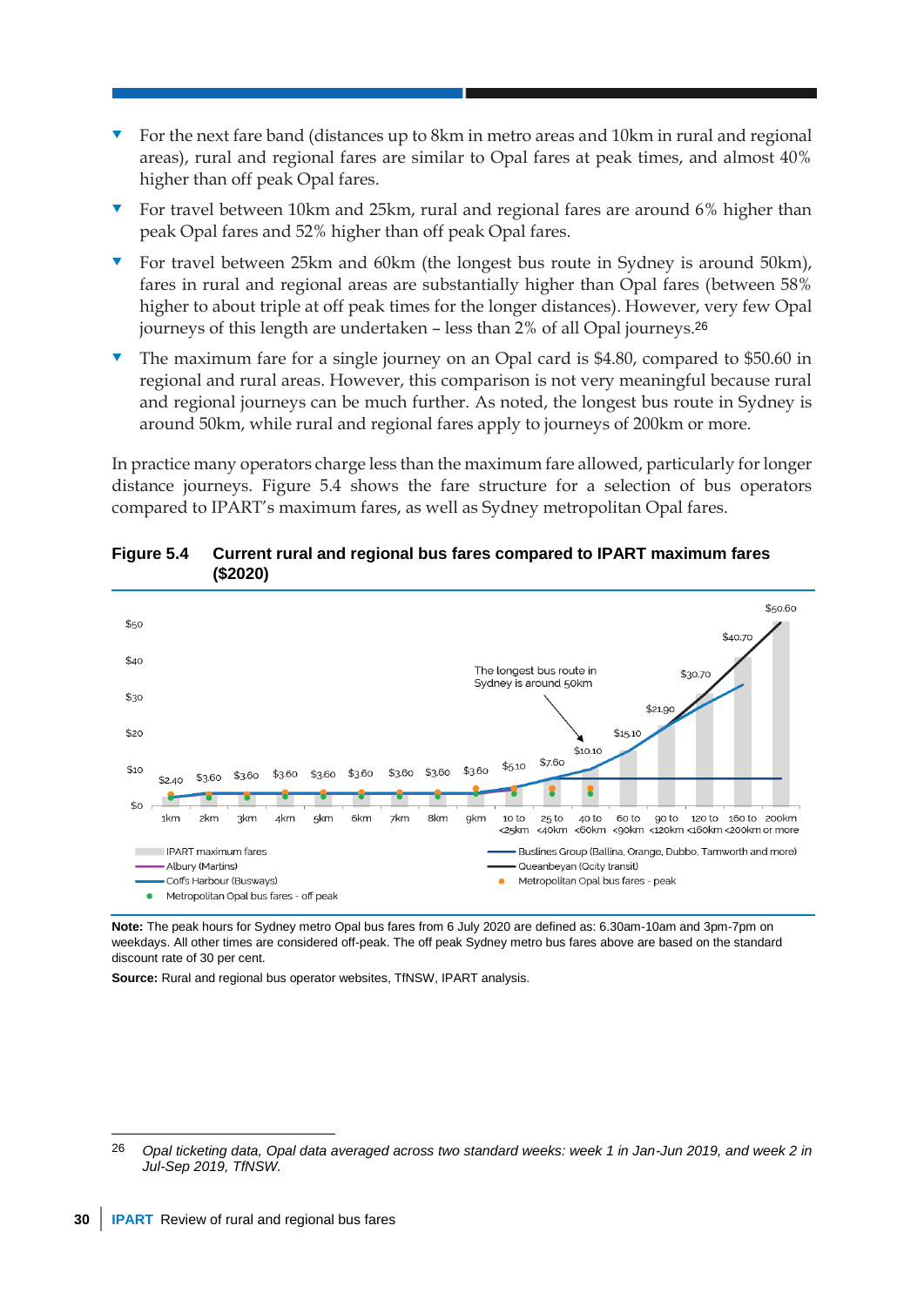- For the next fare band (distances up to 8km in metro areas and 10km in rural and regional areas), rural and regional fares are similar to Opal fares at peak times, and almost 40% higher than off peak Opal fares.
- For travel between 10km and 25km, rural and regional fares are around 6% higher than peak Opal fares and 52% higher than off peak Opal fares.
- For travel between 25km and 60km (the longest bus route in Sydney is around 50km), fares in rural and regional areas are substantially higher than Opal fares (between 58% higher to about triple at off peak times for the longer distances). However, very few Opal journeys of this length are undertaken – less than 2% of all Opal journeys.[26]
- The maximum fare for a single journey on an Opal card is $4.80, compared to $50.60 in regional and rural areas. However, this comparison is not very meaningful because rural and regional journeys can be much further. As noted, the longest bus route in Sydney is around 50km, while rural and regional fares apply to journeys of 200km or more.

In practice many operators charge less than the maximum fare allowed, particularly for longer distance journeys. Figure 5.4 shows the fare structure for a selection of bus operators compared to IPART's maximum fares, as well as Sydney metropolitan Opal fares.

**Figure 5.4 Current rural and regional bus fares compared to IPART maximum fares ($2020)**

**Note:** The peak hours for Sydney metro Opal bus fares from 6 July 2020 are defined as: 6.30am-10am and 3pm-7pm on weekdays. All other times are considered off-peak. The off peak Sydney metro bus fares above are based on the standard discount rate of 30 per cent.

**Source:** Rural and regional bus operator websites, TfNSW, IPART analysis.

---

[26] *Opal ticketing data, Opal data averaged across two standard weeks: week 1 in Jan-Jun 2019, and week 2 in Jul-Sep 2019, TfNSW.*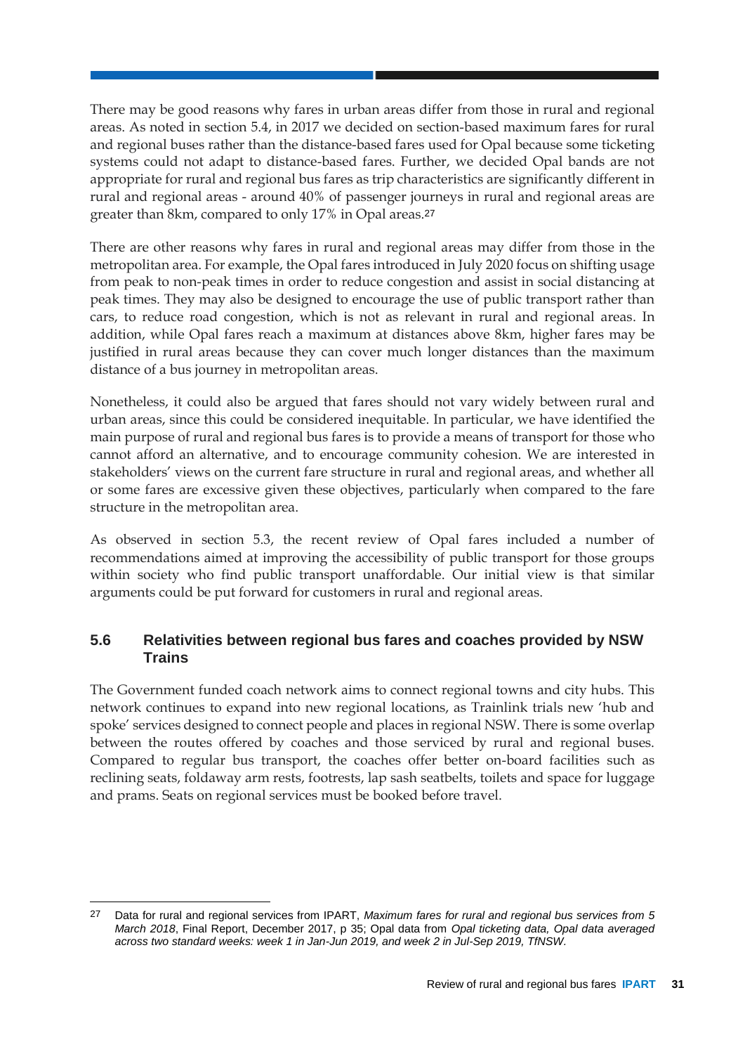There may be good reasons why fares in urban areas differ from those in rural and regional areas. As noted in section 5.4, in 2017 we decided on section-based maximum fares for rural and regional buses rather than the distance-based fares used for Opal because some ticketing systems could not adapt to distance-based fares. Further, we decided Opal bands are not appropriate for rural and regional bus fares as trip characteristics are significantly different in rural and regional areas - around 40% of passenger journeys in rural and regional areas are greater than 8km, compared to only 17% in Opal areas.[27]

There are other reasons why fares in rural and regional areas may differ from those in the metropolitan area. For example, the Opal fares introduced in July 2020 focus on shifting usage from peak to non-peak times in order to reduce congestion and assist in social distancing at peak times. They may also be designed to encourage the use of public transport rather than cars, to reduce road congestion, which is not as relevant in rural and regional areas. In addition, while Opal fares reach a maximum at distances above 8km, higher fares may be justified in rural areas because they can cover much longer distances than the maximum distance of a bus journey in metropolitan areas.

Nonetheless, it could also be argued that fares should not vary widely between rural and urban areas, since this could be considered inequitable. In particular, we have identified the main purpose of rural and regional bus fares is to provide a means of transport for those who cannot afford an alternative, and to encourage community cohesion. We are interested in stakeholders' views on the current fare structure in rural and regional areas, and whether all or some fares are excessive given these objectives, particularly when compared to the fare structure in the metropolitan area.

As observed in section 5.3, the recent review of Opal fares included a number of recommendations aimed at improving the accessibility of public transport for those groups within society who find public transport unaffordable. Our initial view is that similar arguments could be put forward for customers in rural and regional areas.

## 5.6 Relativities between regional bus fares and coaches provided by NSW Trains

The Government funded coach network aims to connect regional towns and city hubs. This network continues to expand into new regional locations, as Trainlink trials new 'hub and spoke' services designed to connect people and places in regional NSW. There is some overlap between the routes offered by coaches and those serviced by rural and regional buses. Compared to regular bus transport, the coaches offer better on-board facilities such as reclining seats, foldaway arm rests, footrests, lap sash seatbelts, toilets and space for luggage and prams. Seats on regional services must be booked before travel.

---

[27] Data for rural and regional services from IPART, *Maximum fares for rural and regional bus services from 5 March 2018*, Final Report, December 2017, p 35; Opal data from *Opal ticketing data, Opal data averaged across two standard weeks: week 1 in Jan-Jun 2019, and week 2 in Jul-Sep 2019, TfNSW.*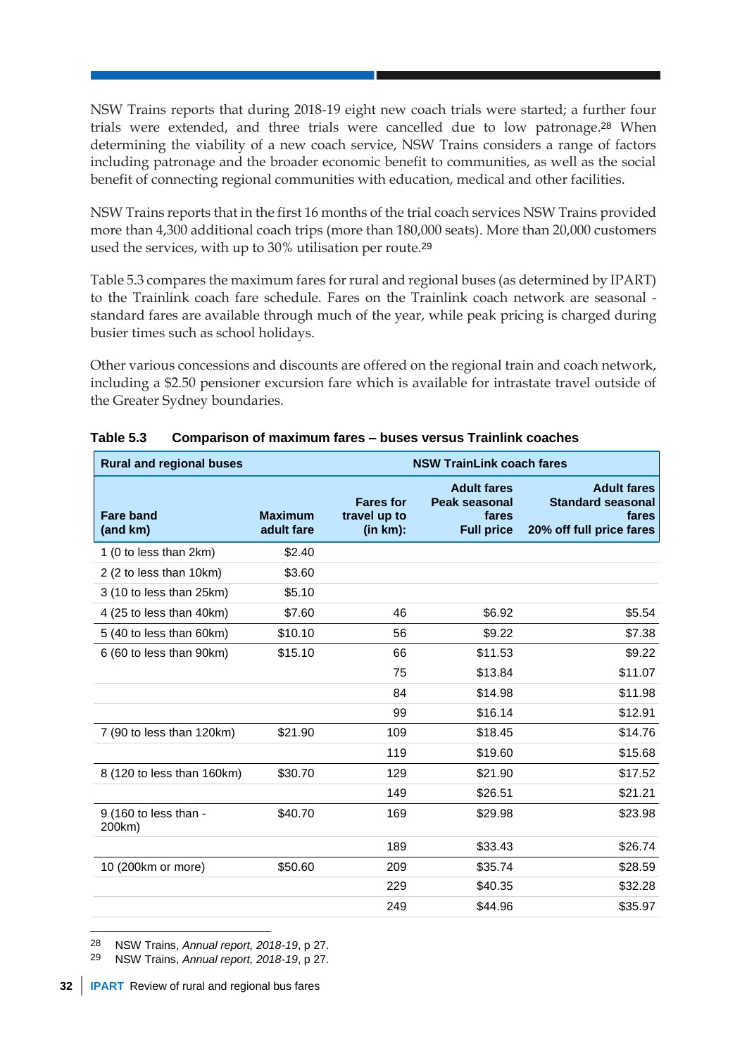NSW Trains reports that during 2018-19 eight new coach trials were started; a further four trials were extended, and three trials were cancelled due to low patronage.[28] When determining the viability of a new coach service, NSW Trains considers a range of factors including patronage and the broader economic benefit to communities, as well as the social benefit of connecting regional communities with education, medical and other facilities.

NSW Trains reports that in the first 16 months of the trial coach services NSW Trains provided more than 4,300 additional coach trips (more than 180,000 seats). More than 20,000 customers used the services, with up to 30% utilisation per route.[29]

Table 5.3 compares the maximum fares for rural and regional buses (as determined by IPART) to the Trainlink coach fare schedule. Fares on the Trainlink coach network are seasonal - standard fares are available through much of the year, while peak pricing is charged during busier times such as school holidays.

Other various concessions and discounts are offered on the regional train and coach network, including a $2.50 pensioner excursion fare which is available for intrastate travel outside of the Greater Sydney boundaries.

**Table 5.3 Comparison of maximum fares – buses versus Trainlink coaches**

| Rural and regional buses | | NSW TrainLink coach fares | | |
|---|---|---|---|---|
| **Fare band (and km)** | **Maximum adult fare** | **Fares for travel up to (in km):** | **Adult fares Peak seasonal fares Full price** | **Adult fares Standard seasonal fares 20% off full price fares** |
| 1 (0 to less than 2km) | $2.40 | | | |
| 2 (2 to less than 10km) | $3.60 | | | |
| 3 (10 to less than 25km) | $5.10 | | | |
| 4 (25 to less than 40km) | $7.60 | 46 | $6.92 | $5.54 |
| 5 (40 to less than 60km) | $10.10 | 56 | $9.22 | $7.38 |
| 6 (60 to less than 90km) | $15.10 | 66 | $11.53 | $9.22 |
| | | 75 | $13.84 | $11.07 |
| | | 84 | $14.98 | $11.98 |
| | | 99 | $16.14 | $12.91 |
| 7 (90 to less than 120km) | $21.90 | 109 | $18.45 | $14.76 |
| | | 119 | $19.60 | $15.68 |
| 8 (120 to less than 160km) | $30.70 | 129 | $21.90 | $17.52 |
| | | 149 | $26.51 | $21.21 |
| 9 (160 to less than - 200km) | $40.70 | 169 | $29.98 | $23.98 |
| | | 189 | $33.43 | $26.74 |
| 10 (200km or more) | $50.60 | 209 | $35.74 | $28.59 |
| | | 229 | $40.35 | $32.28 |
| | | 249 | $44.96 | $35.97 |

[28] NSW Trains, *Annual report, 2018-19*, p 27.

[29] NSW Trains, *Annual report, 2018-19*, p 27.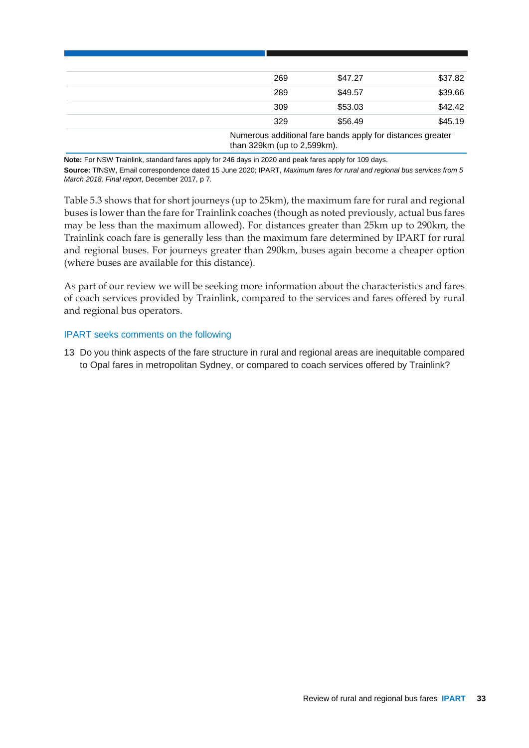| | | | |
|---|---|---|---|
| | 269 | $47.27 | $37.82 |
| | 289 | $49.57 | $39.66 |
| | 309 | $53.03 | $42.42 |
| | 329 | $56.49 | $45.19 |
| | Numerous additional fare bands apply for distances greater than 329km (up to 2,599km). | | |

**Note:** For NSW Trainlink, standard fares apply for 246 days in 2020 and peak fares apply for 109 days.

**Source:** TfNSW, Email correspondence dated 15 June 2020; IPART, *Maximum fares for rural and regional bus services from 5 March 2018, Final report*, December 2017, p 7.

Table 5.3 shows that for short journeys (up to 25km), the maximum fare for rural and regional buses is lower than the fare for Trainlink coaches (though as noted previously, actual bus fares may be less than the maximum allowed). For distances greater than 25km up to 290km, the Trainlink coach fare is generally less than the maximum fare determined by IPART for rural and regional buses. For journeys greater than 290km, buses again become a cheaper option (where buses are available for this distance).

As part of our review we will be seeking more information about the characteristics and fares of coach services provided by Trainlink, compared to the services and fares offered by rural and regional bus operators.

### IPART seeks comments on the following

13 Do you think aspects of the fare structure in rural and regional areas are inequitable compared to Opal fares in metropolitan Sydney, or compared to coach services offered by Trainlink?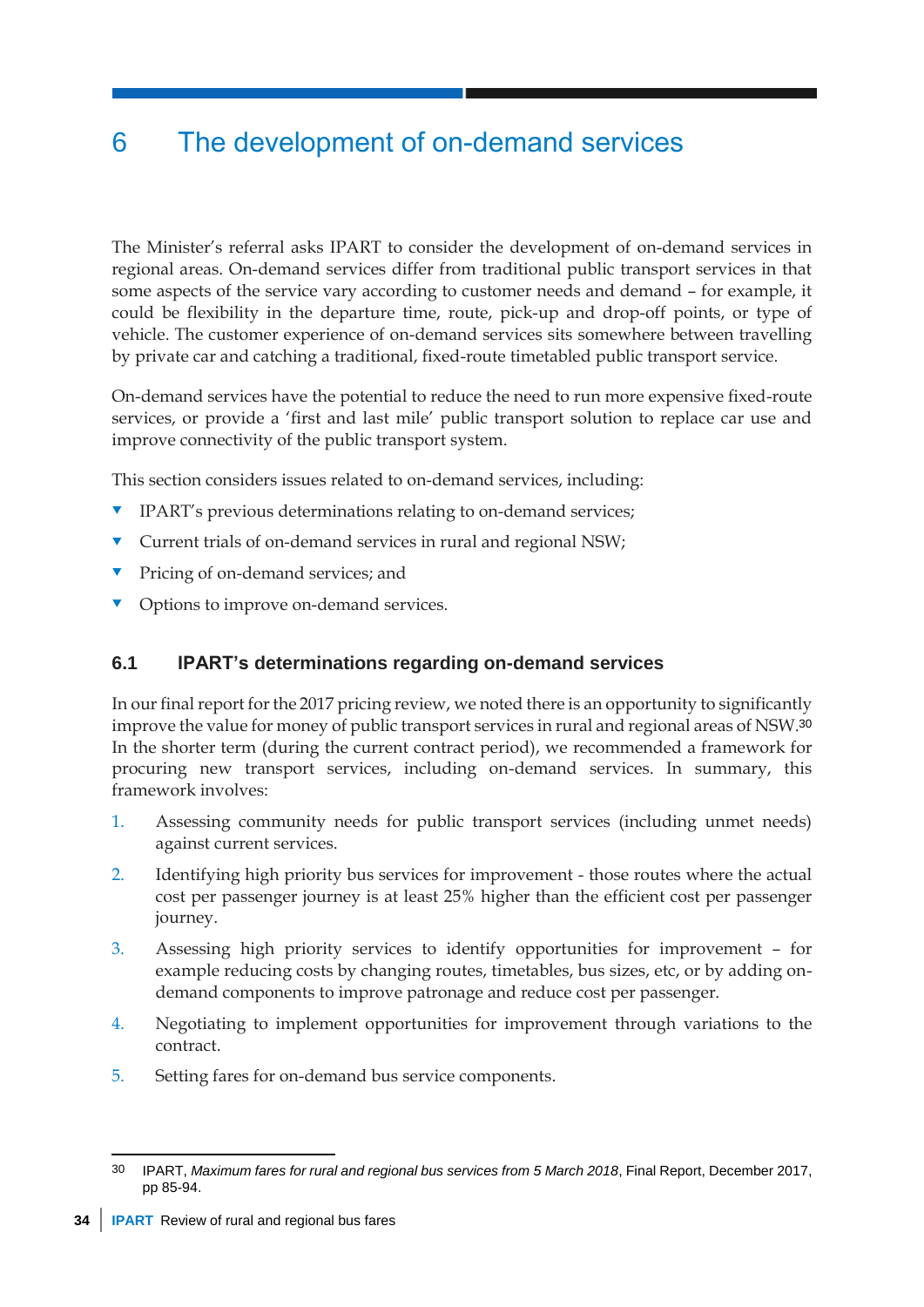# 6 The development of on-demand services

The Minister's referral asks IPART to consider the development of on-demand services in regional areas. On-demand services differ from traditional public transport services in that some aspects of the service vary according to customer needs and demand – for example, it could be flexibility in the departure time, route, pick-up and drop-off points, or type of vehicle. The customer experience of on-demand services sits somewhere between travelling by private car and catching a traditional, fixed-route timetabled public transport service.

On-demand services have the potential to reduce the need to run more expensive fixed-route services, or provide a 'first and last mile' public transport solution to replace car use and improve connectivity of the public transport system.

This section considers issues related to on-demand services, including:

- IPART's previous determinations relating to on-demand services;
- Current trials of on-demand services in rural and regional NSW;
- Pricing of on-demand services; and
- Options to improve on-demand services.

## 6.1 IPART's determinations regarding on-demand services

In our final report for the 2017 pricing review, we noted there is an opportunity to significantly improve the value for money of public transport services in rural and regional areas of NSW.[30] In the shorter term (during the current contract period), we recommended a framework for procuring new transport services, including on-demand services. In summary, this framework involves:

1. Assessing community needs for public transport services (including unmet needs) against current services.
2. Identifying high priority bus services for improvement - those routes where the actual cost per passenger journey is at least 25% higher than the efficient cost per passenger journey.
3. Assessing high priority services to identify opportunities for improvement – for example reducing costs by changing routes, timetables, bus sizes, etc, or by adding on-demand components to improve patronage and reduce cost per passenger.
4. Negotiating to implement opportunities for improvement through variations to the contract.
5. Setting fares for on-demand bus service components.

[30] IPART, *Maximum fares for rural and regional bus services from 5 March 2018*, Final Report, December 2017, pp 85-94.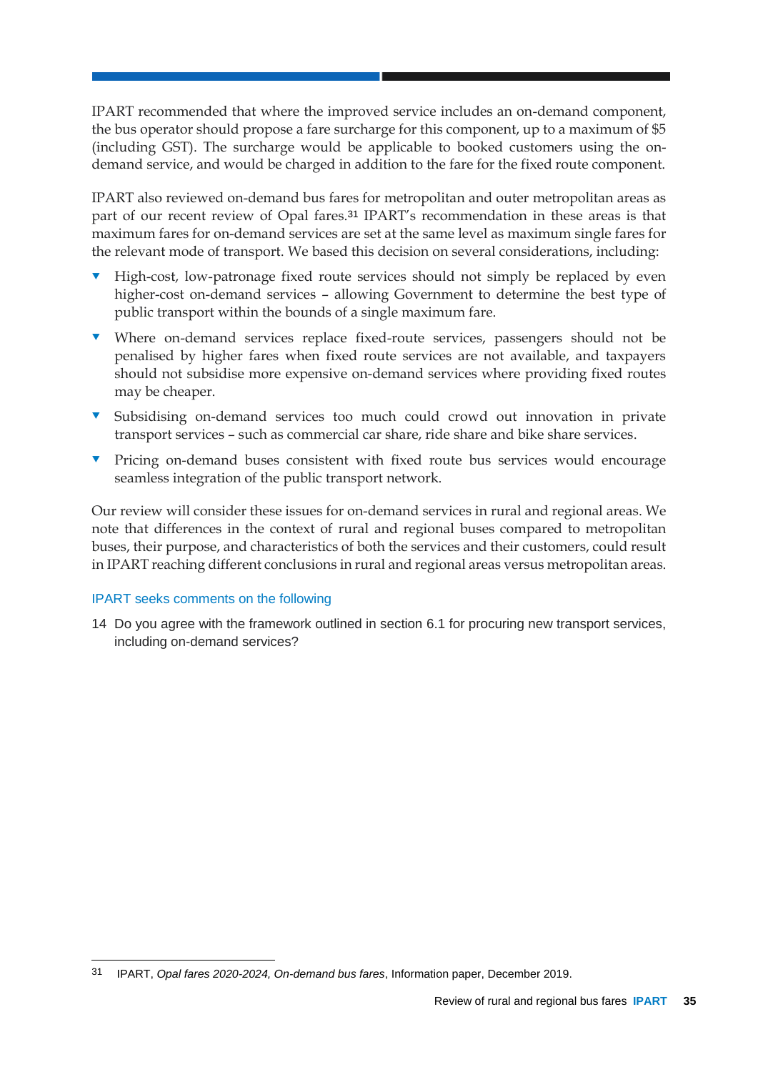IPART recommended that where the improved service includes an on-demand component, the bus operator should propose a fare surcharge for this component, up to a maximum of $5 (including GST). The surcharge would be applicable to booked customers using the on-demand service, and would be charged in addition to the fare for the fixed route component.

IPART also reviewed on-demand bus fares for metropolitan and outer metropolitan areas as part of our recent review of Opal fares.[31] IPART's recommendation in these areas is that maximum fares for on-demand services are set at the same level as maximum single fares for the relevant mode of transport. We based this decision on several considerations, including:

- High-cost, low-patronage fixed route services should not simply be replaced by even higher-cost on-demand services – allowing Government to determine the best type of public transport within the bounds of a single maximum fare.
- Where on-demand services replace fixed-route services, passengers should not be penalised by higher fares when fixed route services are not available, and taxpayers should not subsidise more expensive on-demand services where providing fixed routes may be cheaper.
- Subsidising on-demand services too much could crowd out innovation in private transport services – such as commercial car share, ride share and bike share services.
- Pricing on-demand buses consistent with fixed route bus services would encourage seamless integration of the public transport network.

Our review will consider these issues for on-demand services in rural and regional areas. We note that differences in the context of rural and regional buses compared to metropolitan buses, their purpose, and characteristics of both the services and their customers, could result in IPART reaching different conclusions in rural and regional areas versus metropolitan areas.

### IPART seeks comments on the following

14 Do you agree with the framework outlined in section 6.1 for procuring new transport services, including on-demand services?

---

[31] IPART, *Opal fares 2020-2024, On-demand bus fares*, Information paper, December 2019.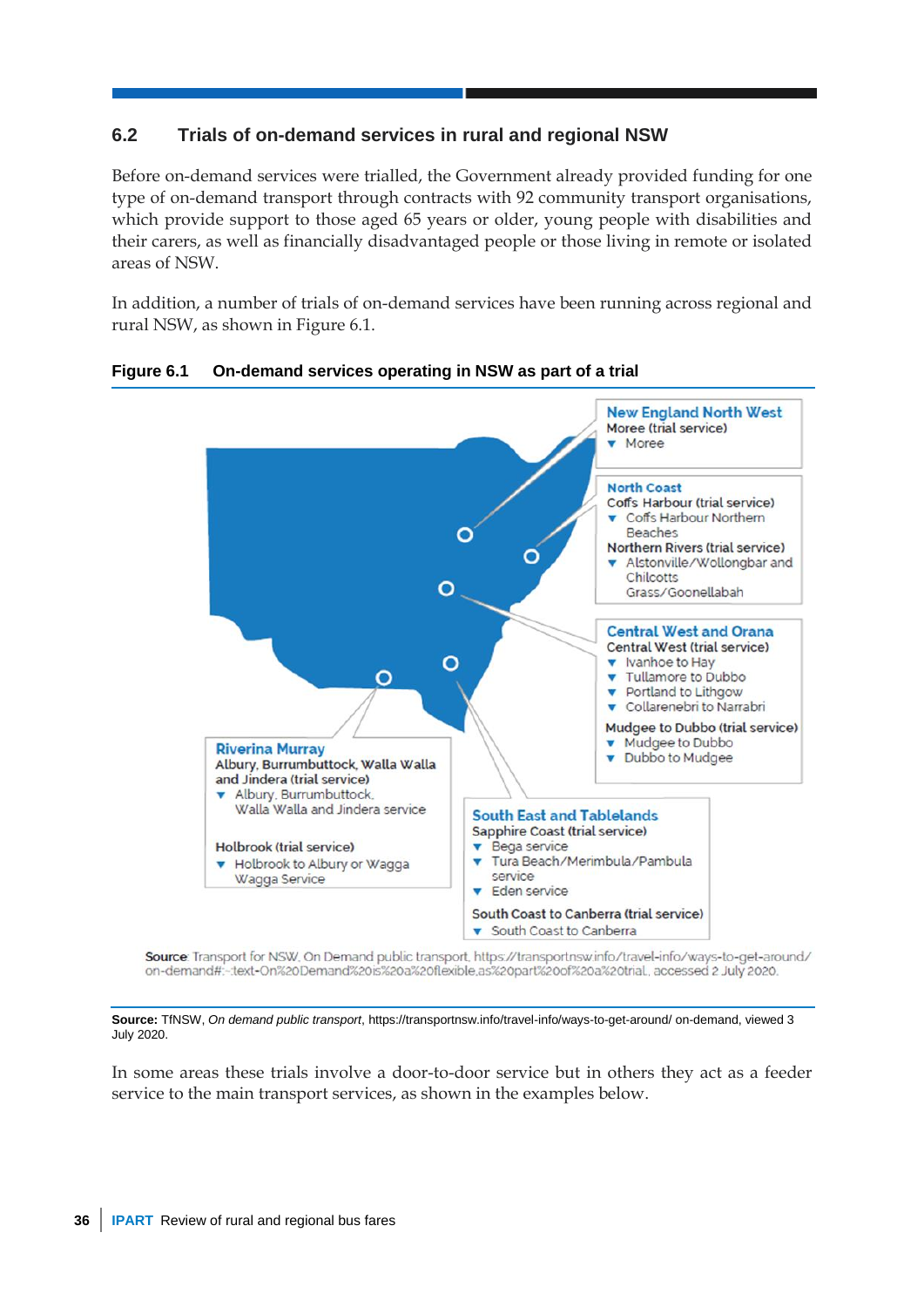## 6.2 Trials of on-demand services in rural and regional NSW

Before on-demand services were trialled, the Government already provided funding for one type of on-demand transport through contracts with 92 community transport organisations, which provide support to those aged 65 years or older, young people with disabilities and their carers, as well as financially disadvantaged people or those living in remote or isolated areas of NSW.

In addition, a number of trials of on-demand services have been running across regional and rural NSW, as shown in Figure 6.1.

**Figure 6.1 On-demand services operating in NSW as part of a trial**

**New England North West**
Moree (trial service)
- Moree

**North Coast**
Coffs Harbour (trial service)
- Coffs Harbour Northern Beaches

Northern Rivers (trial service)
- Alstonville/Wollongbar and Chilcotts Grass/Goonellabah

**Central West and Orana**
Central West (trial service)
- Ivanhoe to Hay
- Tullamore to Dubbo
- Portland to Lithgow
- Collarenebri to Narrabri

Mudgee to Dubbo (trial service)
- Mudgee to Dubbo
- Dubbo to Mudgee

**Riverina Murray**
Albury, Burrumbuttock, Walla Walla and Jindera (trial service)
- Albury, Burrumbuttock, Walla Walla and Jindera service

Holbrook (trial service)
- Holbrook to Albury or Wagga Wagga Service

**South East and Tablelands**
Sapphire Coast (trial service)
- Bega service
- Tura Beach/Merimbula/Pambula service
- Eden service

South Coast to Canberra (trial service)
- South Coast to Canberra

Source: Transport for NSW, On Demand public transport, https://transportnsw.info/travel-info/ways-to-get-around/on-demand#:~:text=On%20Demand%20is%20a%20flexible,as%20part%20of%20a%20trial., accessed 2 July 2020.

**Source:** TfNSW, *On demand public transport*, https://transportnsw.info/travel-info/ways-to-get-around/ on-demand, viewed 3 July 2020.

In some areas these trials involve a door-to-door service but in others they act as a feeder service to the main transport services, as shown in the examples below.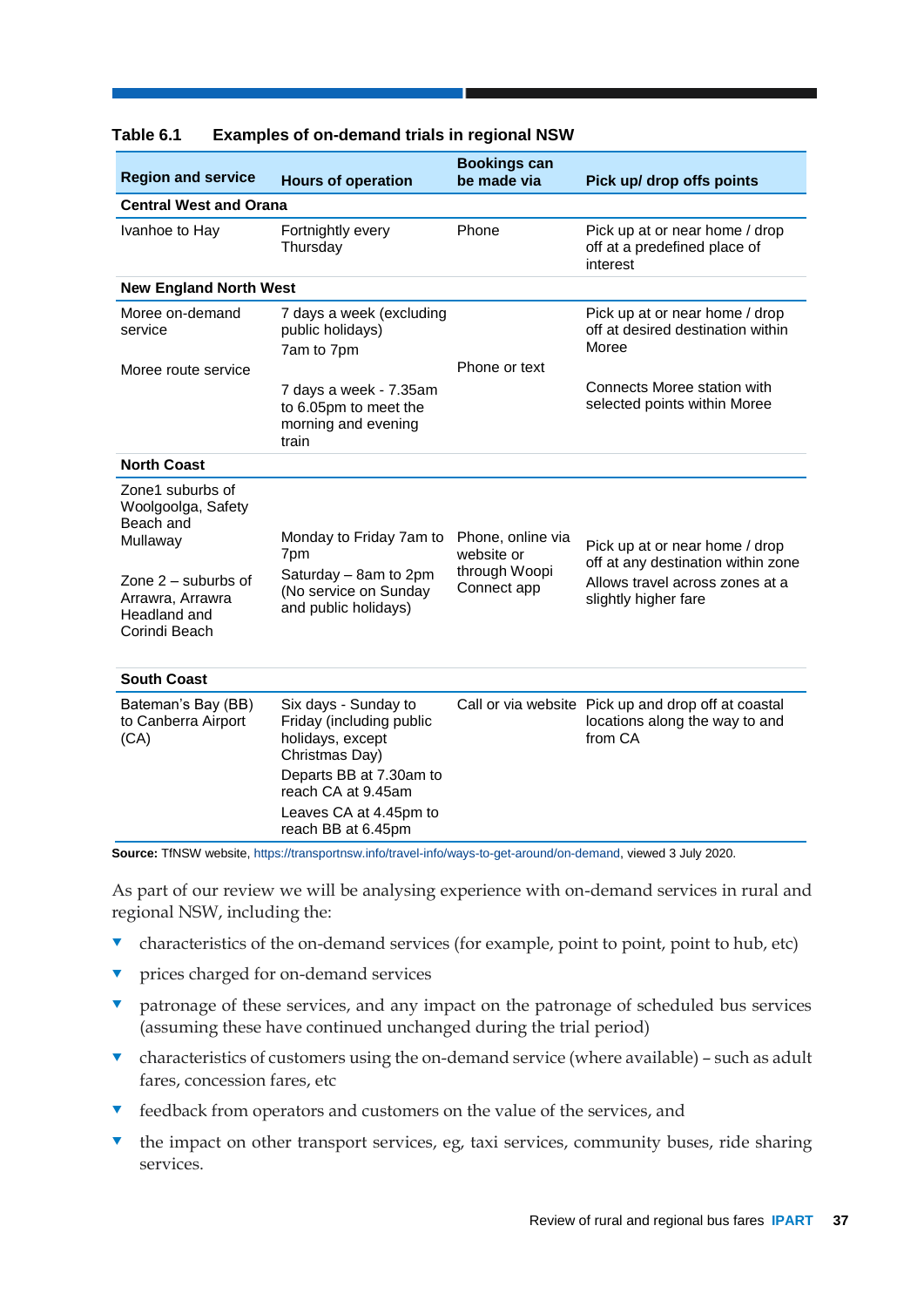**Table 6.1 Examples of on-demand trials in regional NSW**

| Region and service | Hours of operation | Bookings can be made via | Pick up/ drop offs points |
|---|---|---|---|
| **Central West and Orana** | | | |
| Ivanhoe to Hay | Fortnightly every Thursday | Phone | Pick up at or near home / drop off at a predefined place of interest |
| **New England North West** | | | |
| Moree on-demand service | 7 days a week (excluding public holidays) 7am to 7pm | Phone or text | Pick up at or near home / drop off at desired destination within Moree |
| Moree route service | 7 days a week - 7.35am to 6.05pm to meet the morning and evening train | | Connects Moree station with selected points within Moree |
| **North Coast** | | | |
| Zone1 suburbs of Woolgoolga, Safety Beach and Mullaway<br><br>Zone 2 – suburbs of Arrawra, Arrawra Headland and Corindi Beach | Monday to Friday 7am to 7pm<br>Saturday – 8am to 2pm (No service on Sunday and public holidays) | Phone, online via website or through Woopi Connect app | Pick up at or near home / drop off at any destination within zone<br>Allows travel across zones at a slightly higher fare |
| **South Coast** | | | |
| Bateman's Bay (BB) to Canberra Airport (CA) | Six days - Sunday to Friday (including public holidays, except Christmas Day)<br>Departs BB at 7.30am to reach CA at 9.45am<br>Leaves CA at 4.45pm to reach BB at 6.45pm | Call or via website | Pick up and drop off at coastal locations along the way to and from CA |

**Source:** TfNSW website, https://transportnsw.info/travel-info/ways-to-get-around/on-demand, viewed 3 July 2020.

As part of our review we will be analysing experience with on-demand services in rural and regional NSW, including the:

- characteristics of the on-demand services (for example, point to point, point to hub, etc)
- prices charged for on-demand services
- patronage of these services, and any impact on the patronage of scheduled bus services (assuming these have continued unchanged during the trial period)
- characteristics of customers using the on-demand service (where available) – such as adult fares, concession fares, etc
- feedback from operators and customers on the value of the services, and
- the impact on other transport services, eg, taxi services, community buses, ride sharing services.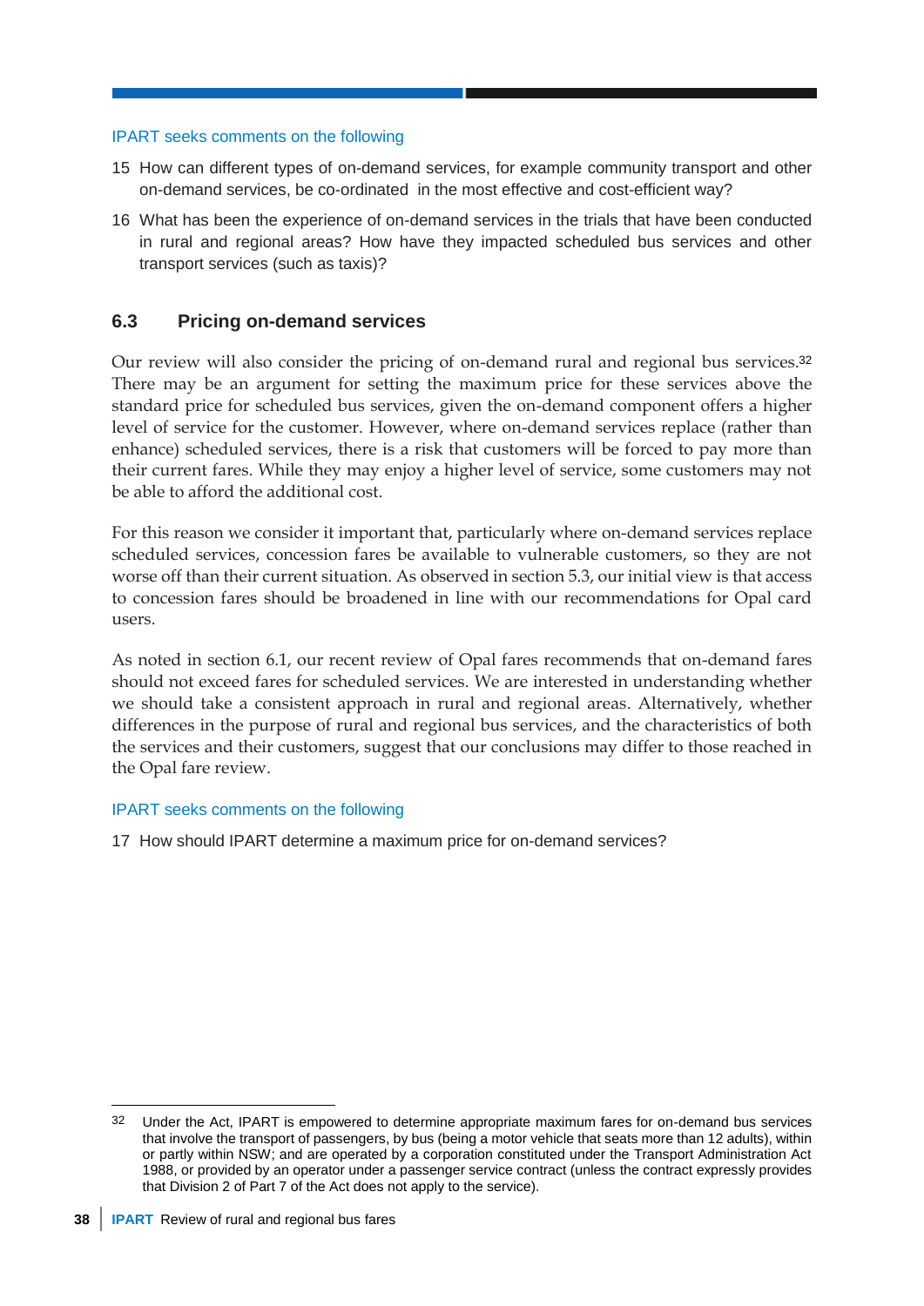IPART seeks comments on the following

15 How can different types of on-demand services, for example community transport and other on-demand services, be co-ordinated in the most effective and cost-efficient way?

16 What has been the experience of on-demand services in the trials that have been conducted in rural and regional areas? How have they impacted scheduled bus services and other transport services (such as taxis)?

## 6.3 Pricing on-demand services

Our review will also consider the pricing of on-demand rural and regional bus services.[32] There may be an argument for setting the maximum price for these services above the standard price for scheduled bus services, given the on-demand component offers a higher level of service for the customer. However, where on-demand services replace (rather than enhance) scheduled services, there is a risk that customers will be forced to pay more than their current fares. While they may enjoy a higher level of service, some customers may not be able to afford the additional cost.

For this reason we consider it important that, particularly where on-demand services replace scheduled services, concession fares be available to vulnerable customers, so they are not worse off than their current situation. As observed in section 5.3, our initial view is that access to concession fares should be broadened in line with our recommendations for Opal card users.

As noted in section 6.1, our recent review of Opal fares recommends that on-demand fares should not exceed fares for scheduled services. We are interested in understanding whether we should take a consistent approach in rural and regional areas. Alternatively, whether differences in the purpose of rural and regional bus services, and the characteristics of both the services and their customers, suggest that our conclusions may differ to those reached in the Opal fare review.

IPART seeks comments on the following

17 How should IPART determine a maximum price for on-demand services?

[32] Under the Act, IPART is empowered to determine appropriate maximum fares for on-demand bus services that involve the transport of passengers, by bus (being a motor vehicle that seats more than 12 adults), within or partly within NSW; and are operated by a corporation constituted under the Transport Administration Act 1988, or provided by an operator under a passenger service contract (unless the contract expressly provides that Division 2 of Part 7 of the Act does not apply to the service).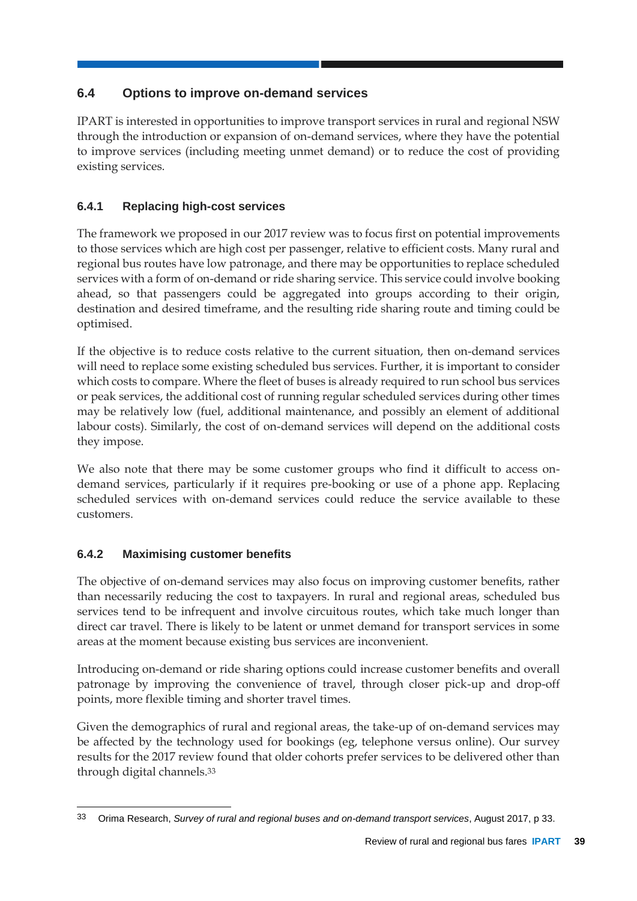## 6.4 Options to improve on-demand services

IPART is interested in opportunities to improve transport services in rural and regional NSW through the introduction or expansion of on-demand services, where they have the potential to improve services (including meeting unmet demand) or to reduce the cost of providing existing services.

### 6.4.1 Replacing high-cost services

The framework we proposed in our 2017 review was to focus first on potential improvements to those services which are high cost per passenger, relative to efficient costs. Many rural and regional bus routes have low patronage, and there may be opportunities to replace scheduled services with a form of on-demand or ride sharing service. This service could involve booking ahead, so that passengers could be aggregated into groups according to their origin, destination and desired timeframe, and the resulting ride sharing route and timing could be optimised.

If the objective is to reduce costs relative to the current situation, then on-demand services will need to replace some existing scheduled bus services. Further, it is important to consider which costs to compare. Where the fleet of buses is already required to run school bus services or peak services, the additional cost of running regular scheduled services during other times may be relatively low (fuel, additional maintenance, and possibly an element of additional labour costs). Similarly, the cost of on-demand services will depend on the additional costs they impose.

We also note that there may be some customer groups who find it difficult to access on-demand services, particularly if it requires pre-booking or use of a phone app. Replacing scheduled services with on-demand services could reduce the service available to these customers.

### 6.4.2 Maximising customer benefits

The objective of on-demand services may also focus on improving customer benefits, rather than necessarily reducing the cost to taxpayers. In rural and regional areas, scheduled bus services tend to be infrequent and involve circuitous routes, which take much longer than direct car travel. There is likely to be latent or unmet demand for transport services in some areas at the moment because existing bus services are inconvenient.

Introducing on-demand or ride sharing options could increase customer benefits and overall patronage by improving the convenience of travel, through closer pick-up and drop-off points, more flexible timing and shorter travel times.

Given the demographics of rural and regional areas, the take-up of on-demand services may be affected by the technology used for bookings (eg, telephone versus online). Our survey results for the 2017 review found that older cohorts prefer services to be delivered other than through digital channels.[33]

---

[33] Orima Research, *Survey of rural and regional buses and on-demand transport services*, August 2017, p 33.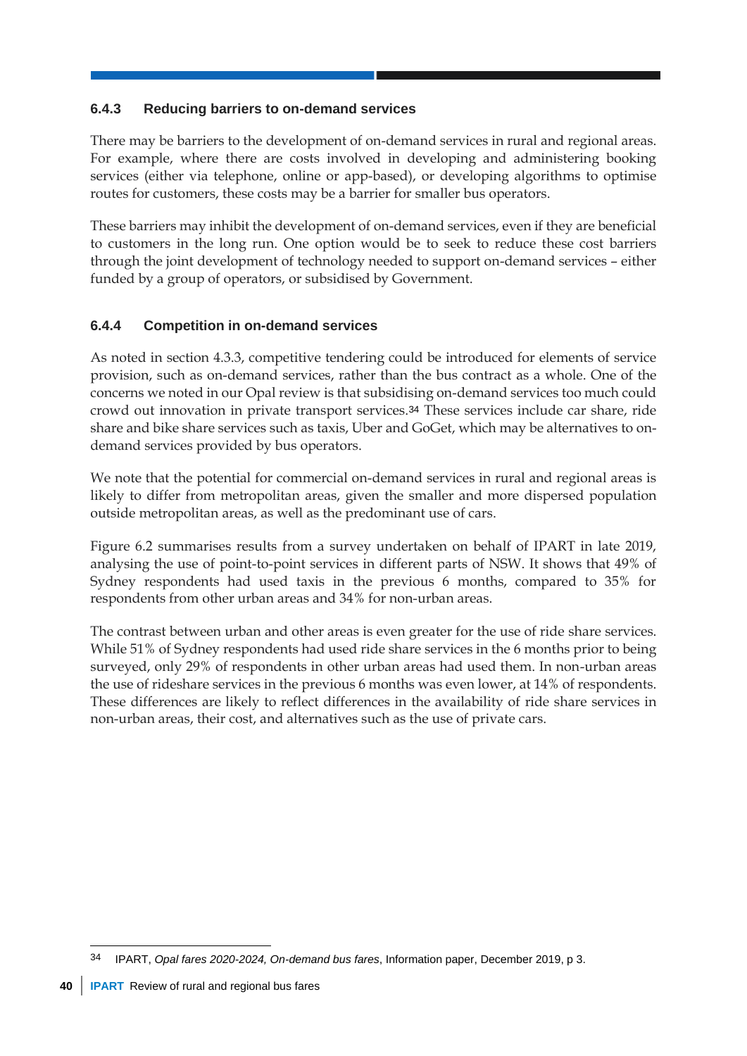### 6.4.3 Reducing barriers to on-demand services

There may be barriers to the development of on-demand services in rural and regional areas. For example, where there are costs involved in developing and administering booking services (either via telephone, online or app-based), or developing algorithms to optimise routes for customers, these costs may be a barrier for smaller bus operators.

These barriers may inhibit the development of on-demand services, even if they are beneficial to customers in the long run. One option would be to seek to reduce these cost barriers through the joint development of technology needed to support on-demand services – either funded by a group of operators, or subsidised by Government.

### 6.4.4 Competition in on-demand services

As noted in section 4.3.3, competitive tendering could be introduced for elements of service provision, such as on-demand services, rather than the bus contract as a whole. One of the concerns we noted in our Opal review is that subsidising on-demand services too much could crowd out innovation in private transport services.[34] These services include car share, ride share and bike share services such as taxis, Uber and GoGet, which may be alternatives to on-demand services provided by bus operators.

We note that the potential for commercial on-demand services in rural and regional areas is likely to differ from metropolitan areas, given the smaller and more dispersed population outside metropolitan areas, as well as the predominant use of cars.

Figure 6.2 summarises results from a survey undertaken on behalf of IPART in late 2019, analysing the use of point-to-point services in different parts of NSW. It shows that 49% of Sydney respondents had used taxis in the previous 6 months, compared to 35% for respondents from other urban areas and 34% for non-urban areas.

The contrast between urban and other areas is even greater for the use of ride share services. While 51% of Sydney respondents had used ride share services in the 6 months prior to being surveyed, only 29% of respondents in other urban areas had used them. In non-urban areas the use of rideshare services in the previous 6 months was even lower, at 14% of respondents. These differences are likely to reflect differences in the availability of ride share services in non-urban areas, their cost, and alternatives such as the use of private cars.

---

[34] IPART, *Opal fares 2020-2024, On-demand bus fares*, Information paper, December 2019, p 3.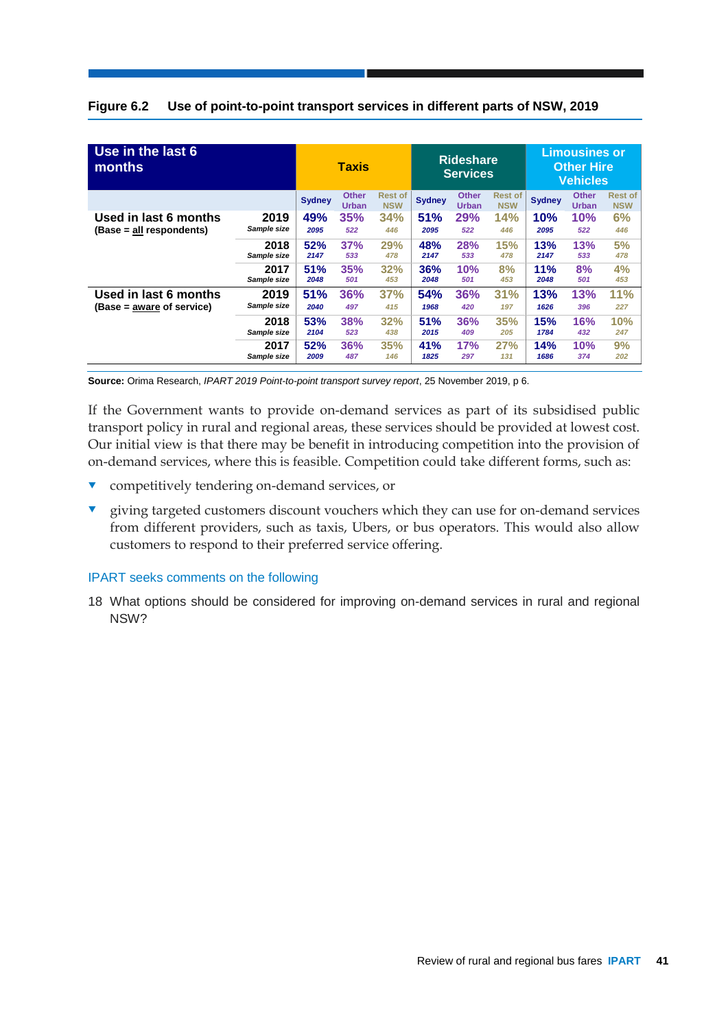**Figure 6.2 Use of point-to-point transport services in different parts of NSW, 2019**

| Use in the last 6 months | | Taxis | | | Rideshare Services | | | Limousines or Other Hire Vehicles | | |
|---|---|---|---|---|---|---|---|---|---|---|
| | | Sydney | Other Urban | Rest of NSW | Sydney | Other Urban | Rest of NSW | Sydney | Other Urban | Rest of NSW |
| **Used in last 6 months** (Base = all respondents) | **2019** | 49% | 35% | 34% | 51% | 29% | 14% | 10% | 10% | 6% |
| | Sample size | 2095 | 522 | 446 | 2095 | 522 | 446 | 2095 | 522 | 446 |
| | **2018** | 52% | 37% | 29% | 48% | 28% | 15% | 13% | 13% | 5% |
| | Sample size | 2147 | 533 | 478 | 2147 | 533 | 478 | 2147 | 533 | 478 |
| | **2017** | 51% | 35% | 32% | 36% | 10% | 8% | 11% | 8% | 4% |
| | Sample size | 2048 | 501 | 453 | 2048 | 501 | 453 | 2048 | 501 | 453 |
| **Used in last 6 months** (Base = aware of service) | **2019** | 51% | 36% | 37% | 54% | 36% | 31% | 13% | 13% | 11% |
| | Sample size | 2040 | 497 | 415 | 1968 | 420 | 197 | 1626 | 396 | 227 |
| | **2018** | 53% | 38% | 32% | 51% | 36% | 35% | 15% | 16% | 10% |
| | Sample size | 2104 | 523 | 438 | 2015 | 409 | 205 | 1784 | 432 | 247 |
| | **2017** | 52% | 36% | 35% | 41% | 17% | 27% | 14% | 10% | 9% |
| | Sample size | 2009 | 487 | 146 | 1825 | 297 | 131 | 1686 | 374 | 202 |

**Source:** Orima Research, *IPART 2019 Point-to-point transport survey report*, 25 November 2019, p 6.

If the Government wants to provide on-demand services as part of its subsidised public transport policy in rural and regional areas, these services should be provided at lowest cost. Our initial view is that there may be benefit in introducing competition into the provision of on-demand services, where this is feasible. Competition could take different forms, such as:

- competitively tendering on-demand services, or
- giving targeted customers discount vouchers which they can use for on-demand services from different providers, such as taxis, Ubers, or bus operators. This would also allow customers to respond to their preferred service offering.

### IPART seeks comments on the following

18 What options should be considered for improving on-demand services in rural and regional NSW?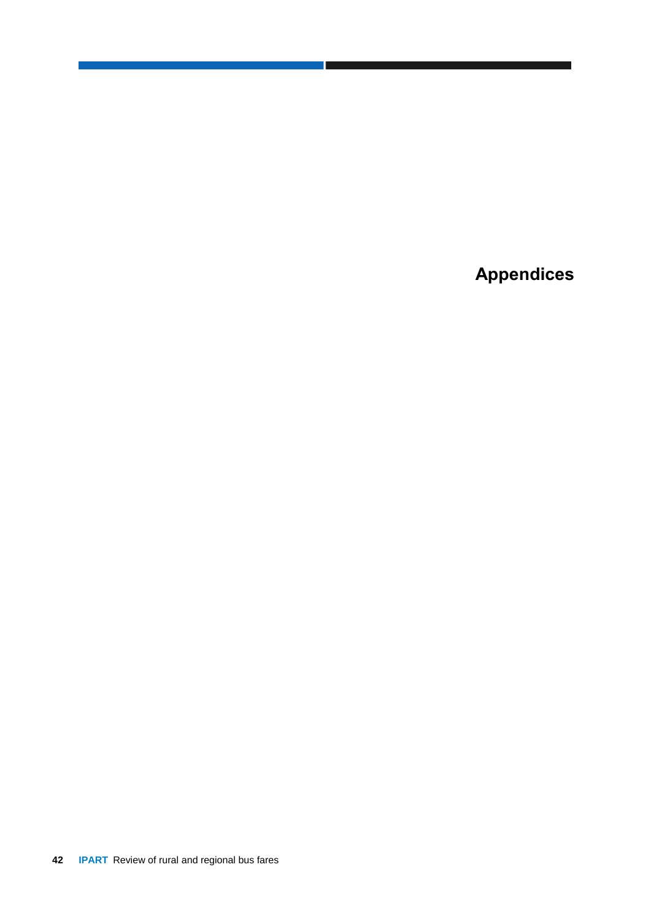# Appendices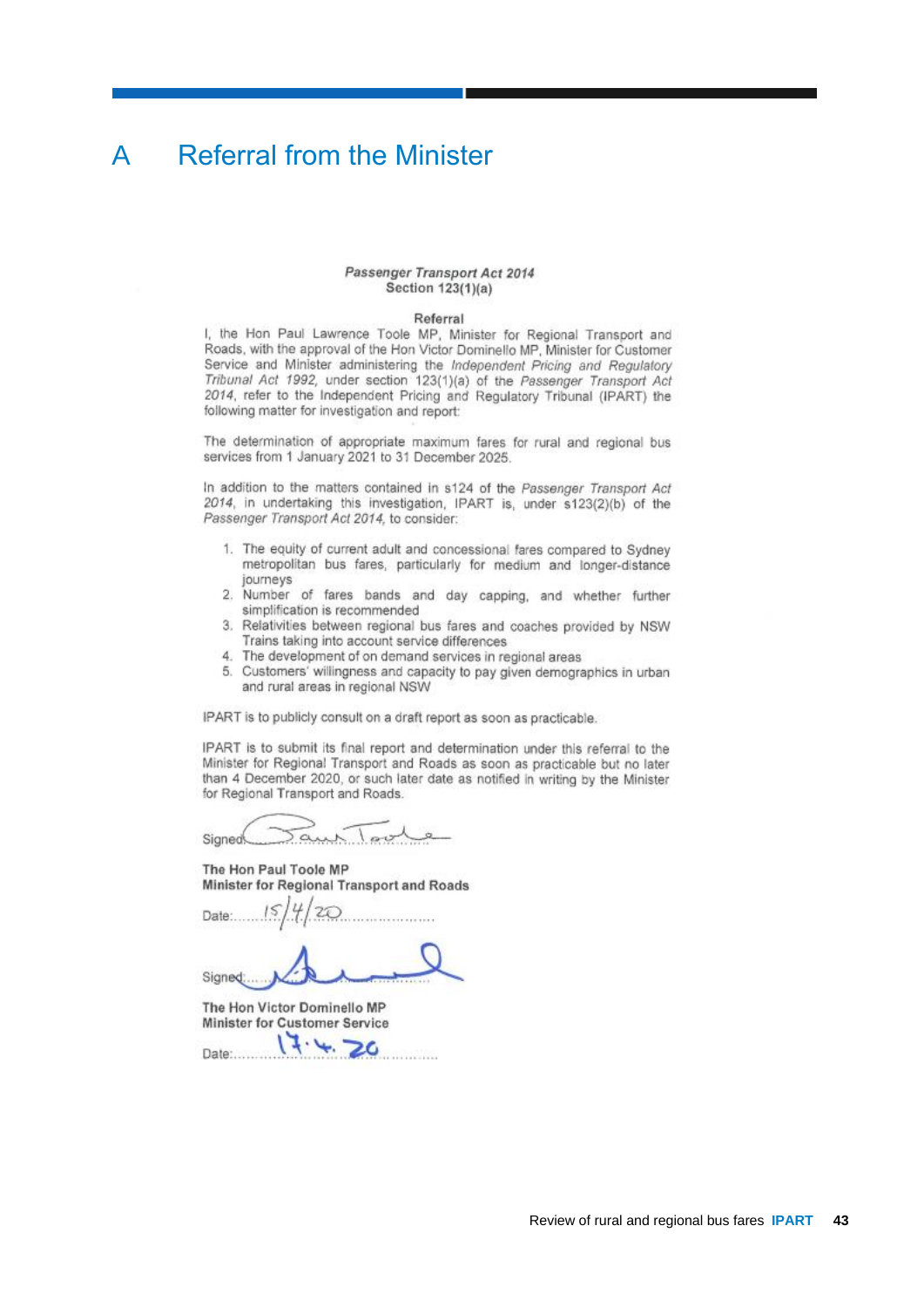# A Referral from the Minister

*Passenger Transport Act 2014*
**Section 123(1)(a)**

**Referral**

I, the Hon Paul Lawrence Toole MP, Minister for Regional Transport and Roads, with the approval of the Hon Victor Dominello MP, Minister for Customer Service and Minister administering the *Independent Pricing and Regulatory Tribunal Act 1992*, under section 123(1)(a) of the *Passenger Transport Act 2014*, refer to the Independent Pricing and Regulatory Tribunal (IPART) the following matter for investigation and report:

The determination of appropriate maximum fares for rural and regional bus services from 1 January 2021 to 31 December 2025.

In addition to the matters contained in s124 of the *Passenger Transport Act 2014*, in undertaking this investigation, IPART is, under s123(2)(b) of the *Passenger Transport Act 2014*, to consider:

1. The equity of current adult and concessional fares compared to Sydney metropolitan bus fares, particularly for medium and longer-distance journeys
2. Number of fares bands and day capping, and whether further simplification is recommended
3. Relativities between regional bus fares and coaches provided by NSW Trains taking into account service differences
4. The development of on demand services in regional areas
5. Customers' willingness and capacity to pay given demographics in urban and rural areas in regional NSW

IPART is to publicly consult on a draft report as soon as practicable.

IPART is to submit its final report and determination under this referral to the Minister for Regional Transport and Roads as soon as practicable but no later than 4 December 2020, or such later date as notified in writing by the Minister for Regional Transport and Roads.

Signed: Paul Toole

**The Hon Paul Toole MP**
**Minister for Regional Transport and Roads**

Date: 15/4/20

Signed: [signature]

**The Hon Victor Dominello MP**
**Minister for Customer Service**

Date: 17.4.20